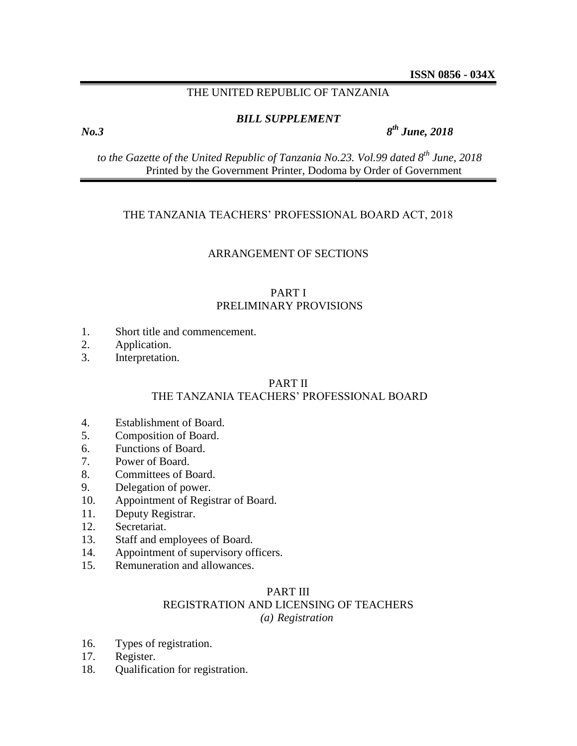**ISSN 0856 - 034X**

THE UNITED REPUBLIC OF TANZANIA

***BILL SUPPLEMENT***

***No.3*** ***8th June, 2018***

*to the Gazette of the United Republic of Tanzania No.23. Vol.99 dated 8th June, 2018*
Printed by the Government Printer, Dodoma by Order of Government

# THE TANZANIA TEACHERS' PROFESSIONAL BOARD ACT, 2018

## ARRANGEMENT OF SECTIONS

### PART I
### PRELIMINARY PROVISIONS

1. Short title and commencement.
2. Application.
3. Interpretation.

### PART II
### THE TANZANIA TEACHERS' PROFESSIONAL BOARD

4. Establishment of Board.
5. Composition of Board.
6. Functions of Board.
7. Power of Board.
8. Committees of Board.
9. Delegation of power.
10. Appointment of Registrar of Board.
11. Deputy Registrar.
12. Secretariat.
13. Staff and employees of Board.
14. Appointment of supervisory officers.
15. Remuneration and allowances.

### PART III
### REGISTRATION AND LICENSING OF TEACHERS
*(a) Registration*

16. Types of registration.
17. Register.
18. Qualification for registration.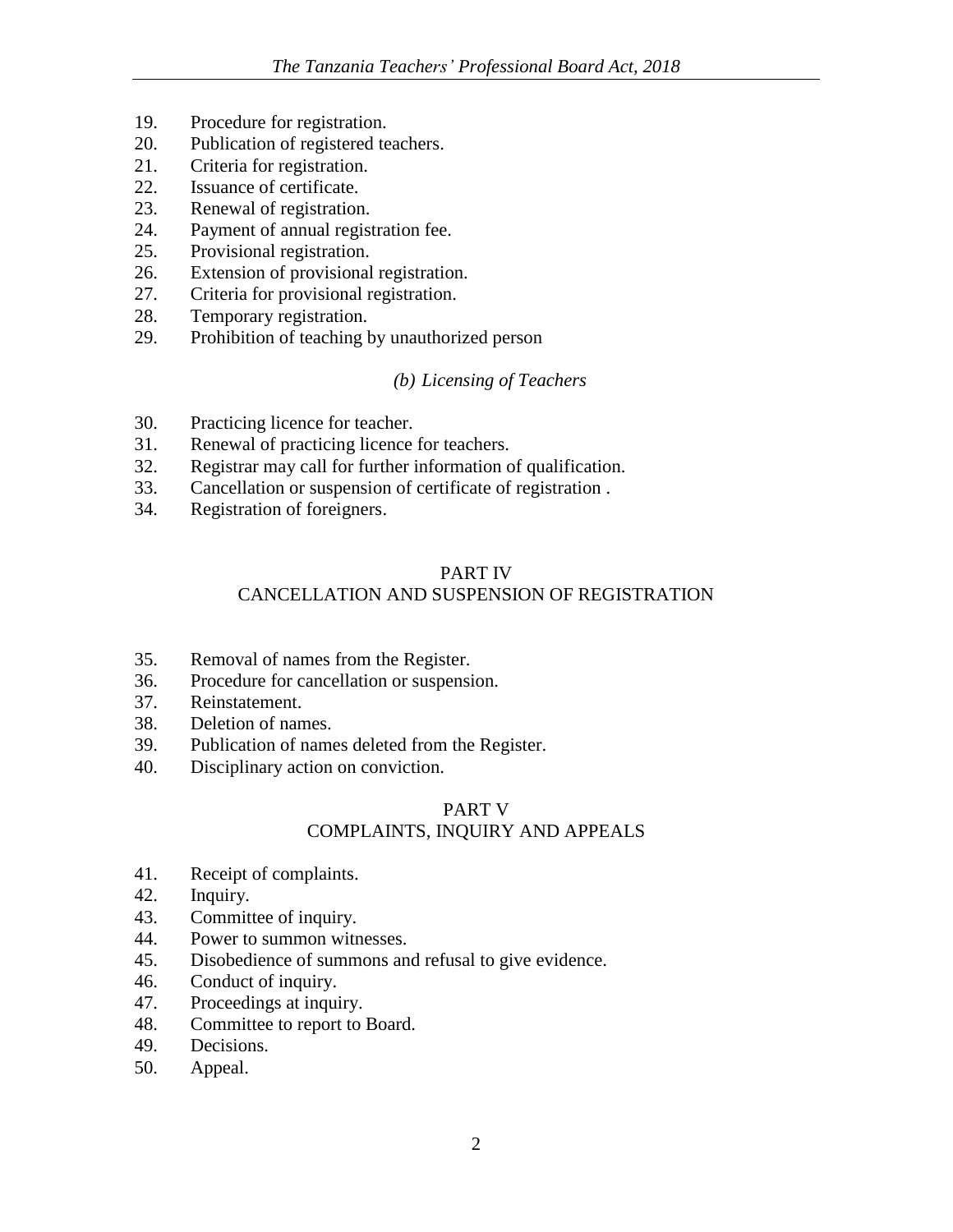19. Procedure for registration.
20. Publication of registered teachers.
21. Criteria for registration.
22. Issuance of certificate.
23. Renewal of registration.
24. Payment of annual registration fee.
25. Provisional registration.
26. Extension of provisional registration.
27. Criteria for provisional registration.
28. Temporary registration.
29. Prohibition of teaching by unauthorized person

*(b) Licensing of Teachers*

30. Practicing licence for teacher.
31. Renewal of practicing licence for teachers.
32. Registrar may call for further information of qualification.
33. Cancellation or suspension of certificate of registration .
34. Registration of foreigners.

## PART IV
## CANCELLATION AND SUSPENSION OF REGISTRATION

35. Removal of names from the Register.
36. Procedure for cancellation or suspension.
37. Reinstatement.
38. Deletion of names.
39. Publication of names deleted from the Register.
40. Disciplinary action on conviction.

## PART V
## COMPLAINTS, INQUIRY AND APPEALS

41. Receipt of complaints.
42. Inquiry.
43. Committee of inquiry.
44. Power to summon witnesses.
45. Disobedience of summons and refusal to give evidence.
46. Conduct of inquiry.
47. Proceedings at inquiry.
48. Committee to report to Board.
49. Decisions.
50. Appeal.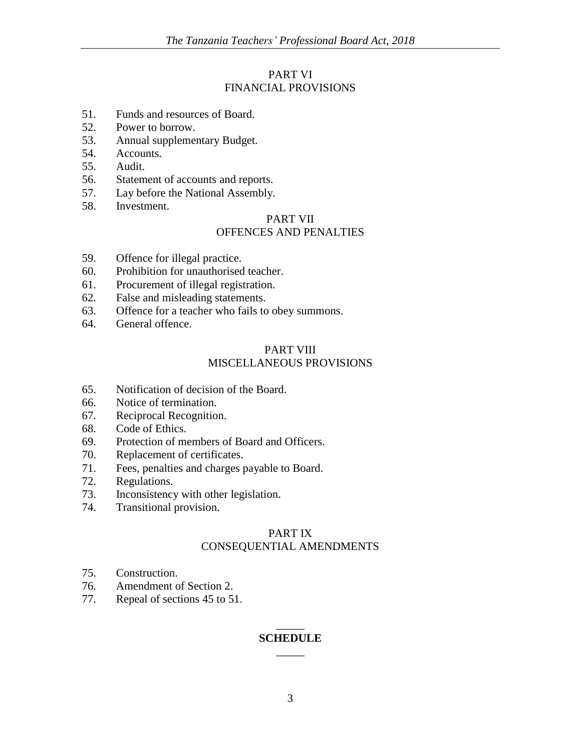## PART VI
## FINANCIAL PROVISIONS

51. Funds and resources of Board.
52. Power to borrow.
53. Annual supplementary Budget.
54. Accounts.
55. Audit.
56. Statement of accounts and reports.
57. Lay before the National Assembly.
58. Investment.

## PART VII
## OFFENCES AND PENALTIES

59. Offence for illegal practice.
60. Prohibition for unauthorised teacher.
61. Procurement of illegal registration.
62. False and misleading statements.
63. Offence for a teacher who fails to obey summons.
64. General offence.

## PART VIII
## MISCELLANEOUS PROVISIONS

65. Notification of decision of the Board.
66. Notice of termination.
67. Reciprocal Recognition.
68. Code of Ethics.
69. Protection of members of Board and Officers.
70. Replacement of certificates.
71. Fees, penalties and charges payable to Board.
72. Regulations.
73. Inconsistency with other legislation.
74. Transitional provision.

## PART IX
## CONSEQUENTIAL AMENDMENTS

75. Construction.
76. Amendment of Section 2.
77. Repeal of sections 45 to 51.

**SCHEDULE**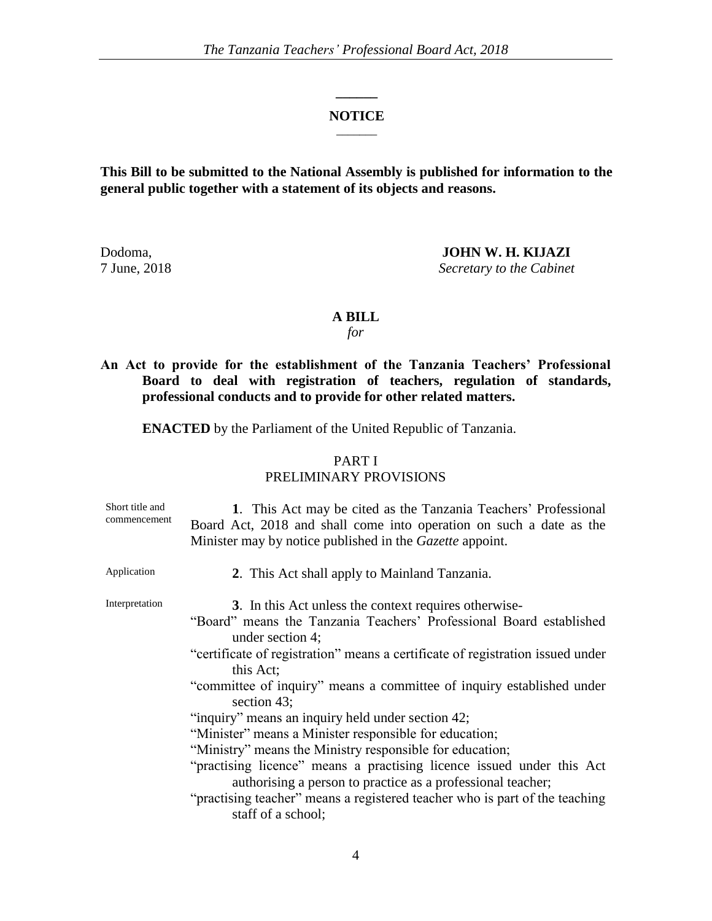## NOTICE

**This Bill to be submitted to the National Assembly is published for information to the general public together with a statement of its objects and reasons.**

Dodoma,
7 June, 2018

**JOHN W. H. KIJAZI**
*Secretary to the Cabinet*

## A BILL

*for*

**An Act to provide for the establishment of the Tanzania Teachers' Professional Board to deal with registration of teachers, regulation of standards, professional conducts and to provide for other related matters.**

**ENACTED** by the Parliament of the United Republic of Tanzania.

### PART I
### PRELIMINARY PROVISIONS

Short title and commencement

**1**. This Act may be cited as the Tanzania Teachers' Professional Board Act, 2018 and shall come into operation on such a date as the Minister may by notice published in the *Gazette* appoint.

Application

**2**. This Act shall apply to Mainland Tanzania.

Interpretation

**3**. In this Act unless the context requires otherwise-

"Board" means the Tanzania Teachers' Professional Board established under section 4;

"certificate of registration" means a certificate of registration issued under this Act;

"committee of inquiry" means a committee of inquiry established under section 43;

"inquiry" means an inquiry held under section 42;

"Minister" means a Minister responsible for education;

"Ministry" means the Ministry responsible for education;

"practising licence" means a practising licence issued under this Act authorising a person to practice as a professional teacher;

"practising teacher" means a registered teacher who is part of the teaching staff of a school;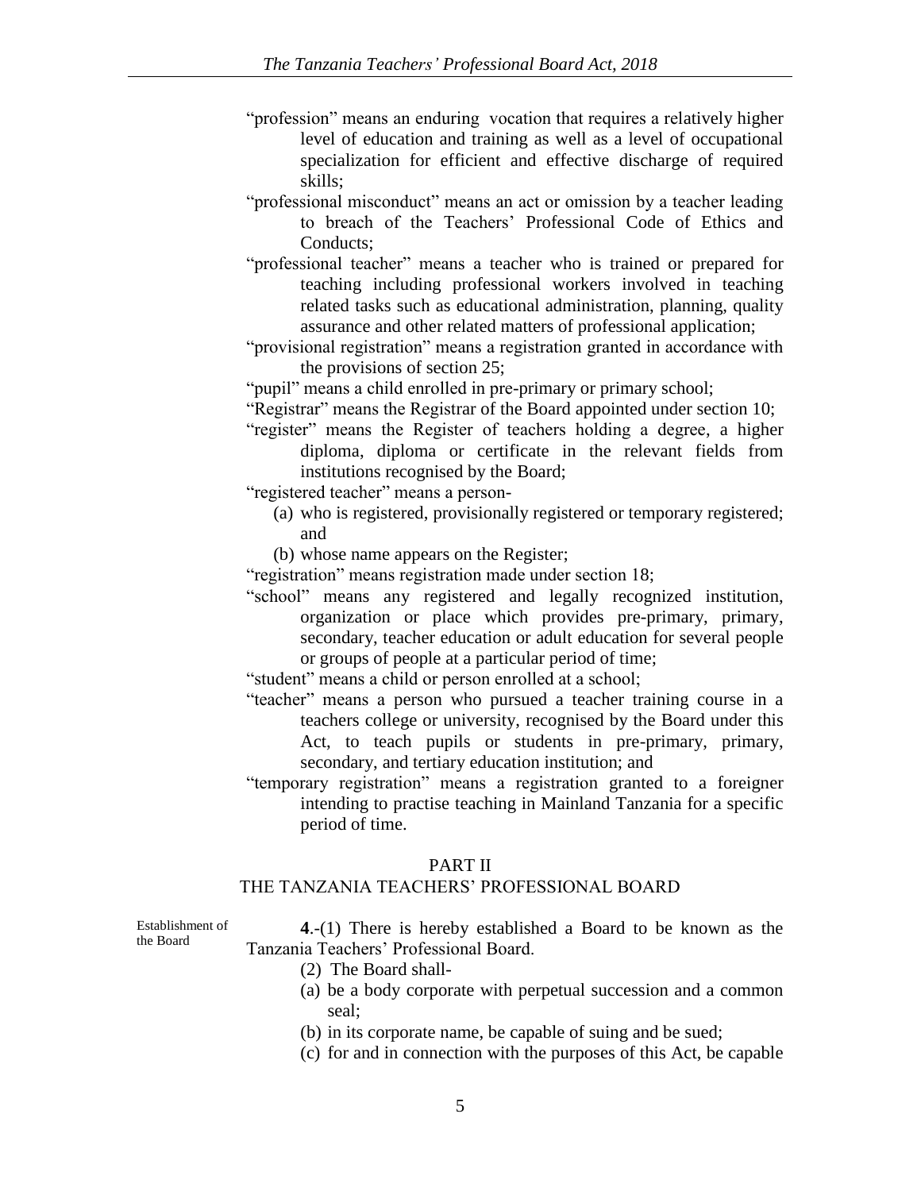"profession" means an enduring vocation that requires a relatively higher level of education and training as well as a level of occupational specialization for efficient and effective discharge of required skills;

"professional misconduct" means an act or omission by a teacher leading to breach of the Teachers' Professional Code of Ethics and Conducts;

"professional teacher" means a teacher who is trained or prepared for teaching including professional workers involved in teaching related tasks such as educational administration, planning, quality assurance and other related matters of professional application;

"provisional registration" means a registration granted in accordance with the provisions of section 25;

"pupil" means a child enrolled in pre-primary or primary school;

"Registrar" means the Registrar of the Board appointed under section 10;

"register" means the Register of teachers holding a degree, a higher diploma, diploma or certificate in the relevant fields from institutions recognised by the Board;

"registered teacher" means a person-

(a) who is registered, provisionally registered or temporary registered; and

(b) whose name appears on the Register;

"registration" means registration made under section 18;

"school" means any registered and legally recognized institution, organization or place which provides pre-primary, primary, secondary, teacher education or adult education for several people or groups of people at a particular period of time;

"student" means a child or person enrolled at a school;

"teacher" means a person who pursued a teacher training course in a teachers college or university, recognised by the Board under this Act, to teach pupils or students in pre-primary, primary, secondary, and tertiary education institution; and

"temporary registration" means a registration granted to a foreigner intending to practise teaching in Mainland Tanzania for a specific period of time.

## PART II
## THE TANZANIA TEACHERS' PROFESSIONAL BOARD

Establishment of the Board

**4**.-(1) There is hereby established a Board to be known as the Tanzania Teachers' Professional Board.

(2) The Board shall-

(a) be a body corporate with perpetual succession and a common seal;

(b) in its corporate name, be capable of suing and be sued;

(c) for and in connection with the purposes of this Act, be capable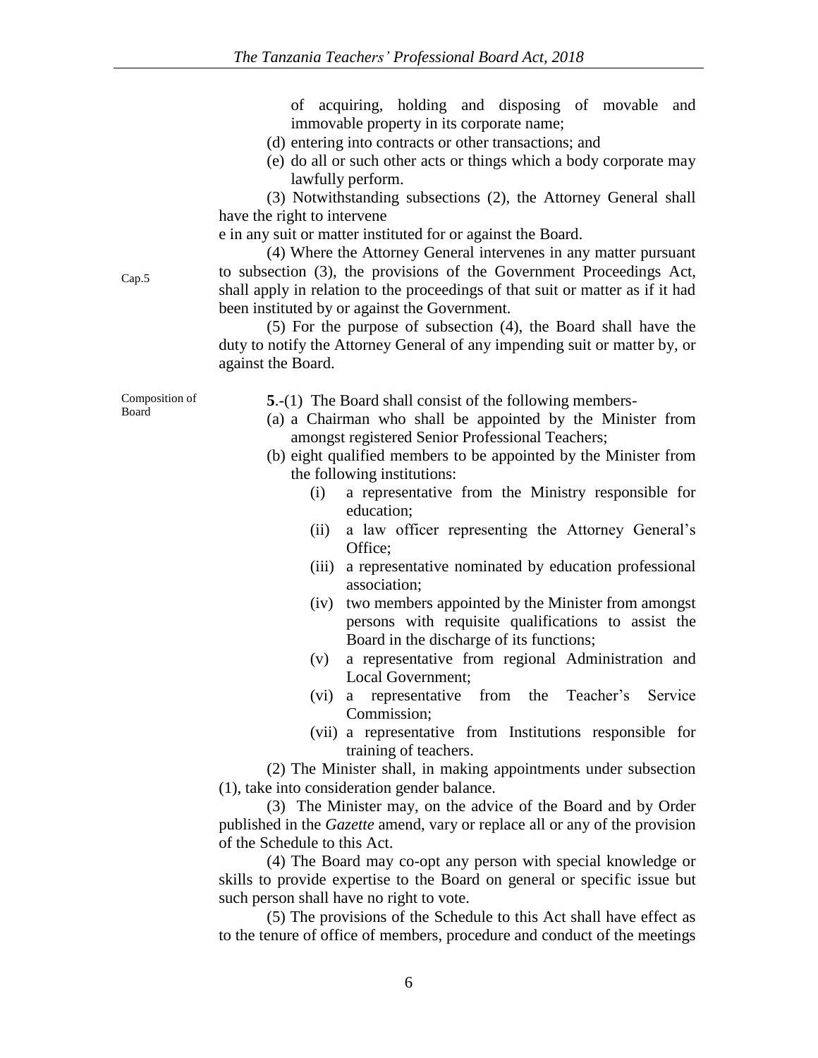of acquiring, holding and disposing of movable and immovable property in its corporate name;

(d) entering into contracts or other transactions; and

(e) do all or such other acts or things which a body corporate may lawfully perform.

(3) Notwithstanding subsections (2), the Attorney General shall have the right to intervene

e in any suit or matter instituted for or against the Board.

(4) Where the Attorney General intervenes in any matter pursuant to subsection (3), the provisions of the Government Proceedings Act, shall apply in relation to the proceedings of that suit or matter as if it had been instituted by or against the Government.

Cap.5

(5) For the purpose of subsection (4), the Board shall have the duty to notify the Attorney General of any impending suit or matter by, or against the Board.

Composition of Board

**5**.-(1) The Board shall consist of the following members-

(a) a Chairman who shall be appointed by the Minister from amongst registered Senior Professional Teachers;

(b) eight qualified members to be appointed by the Minister from the following institutions:

- (i) a representative from the Ministry responsible for education;
- (ii) a law officer representing the Attorney General's Office;
- (iii) a representative nominated by education professional association;
- (iv) two members appointed by the Minister from amongst persons with requisite qualifications to assist the Board in the discharge of its functions;
- (v) a representative from regional Administration and Local Government;
- (vi) a representative from the Teacher's Service Commission;
- (vii) a representative from Institutions responsible for training of teachers.

(2) The Minister shall, in making appointments under subsection (1), take into consideration gender balance.

(3) The Minister may, on the advice of the Board and by Order published in the *Gazette* amend, vary or replace all or any of the provision of the Schedule to this Act.

(4) The Board may co-opt any person with special knowledge or skills to provide expertise to the Board on general or specific issue but such person shall have no right to vote.

(5) The provisions of the Schedule to this Act shall have effect as to the tenure of office of members, procedure and conduct of the meetings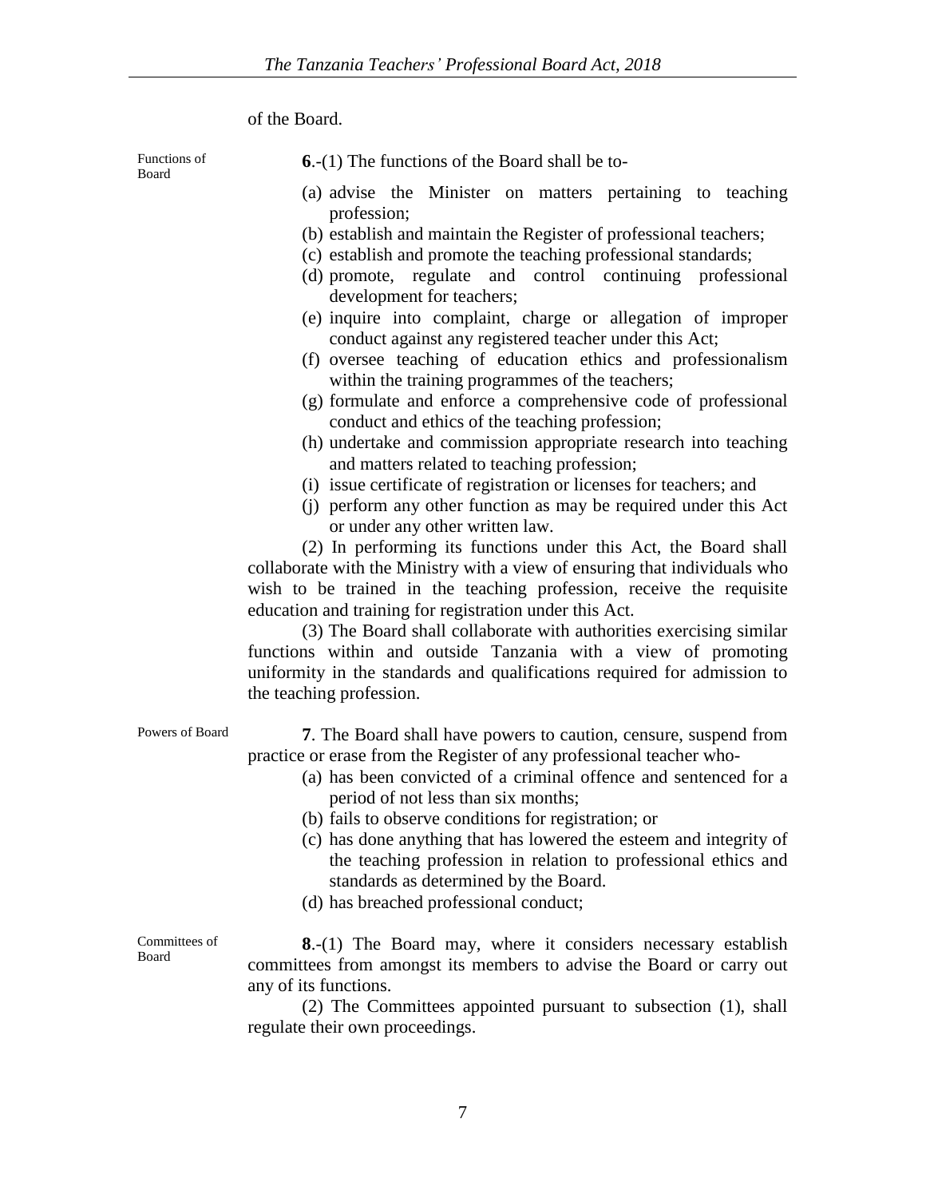of the Board.

Functions of Board

**6**.-(1) The functions of the Board shall be to-

(a) advise the Minister on matters pertaining to teaching profession;
(b) establish and maintain the Register of professional teachers;
(c) establish and promote the teaching professional standards;
(d) promote, regulate and control continuing professional development for teachers;
(e) inquire into complaint, charge or allegation of improper conduct against any registered teacher under this Act;
(f) oversee teaching of education ethics and professionalism within the training programmes of the teachers;
(g) formulate and enforce a comprehensive code of professional conduct and ethics of the teaching profession;
(h) undertake and commission appropriate research into teaching and matters related to teaching profession;
(i) issue certificate of registration or licenses for teachers; and
(j) perform any other function as may be required under this Act or under any other written law.

(2) In performing its functions under this Act, the Board shall collaborate with the Ministry with a view of ensuring that individuals who wish to be trained in the teaching profession, receive the requisite education and training for registration under this Act.

(3) The Board shall collaborate with authorities exercising similar functions within and outside Tanzania with a view of promoting uniformity in the standards and qualifications required for admission to the teaching profession.

Powers of Board

**7**. The Board shall have powers to caution, censure, suspend from practice or erase from the Register of any professional teacher who-

(a) has been convicted of a criminal offence and sentenced for a period of not less than six months;
(b) fails to observe conditions for registration; or
(c) has done anything that has lowered the esteem and integrity of the teaching profession in relation to professional ethics and standards as determined by the Board.
(d) has breached professional conduct;

Committees of Board

**8**.-(1) The Board may, where it considers necessary establish committees from amongst its members to advise the Board or carry out any of its functions.

(2) The Committees appointed pursuant to subsection (1), shall regulate their own proceedings.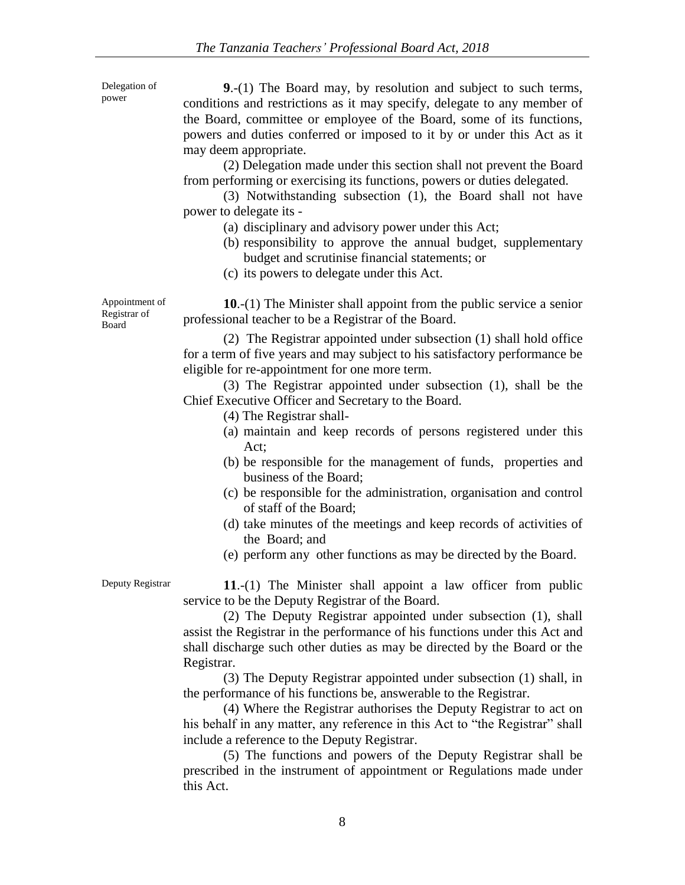Delegation of power

**9**.-(1) The Board may, by resolution and subject to such terms, conditions and restrictions as it may specify, delegate to any member of the Board, committee or employee of the Board, some of its functions, powers and duties conferred or imposed to it by or under this Act as it may deem appropriate.

(2) Delegation made under this section shall not prevent the Board from performing or exercising its functions, powers or duties delegated.

(3) Notwithstanding subsection (1), the Board shall not have power to delegate its -

(a) disciplinary and advisory power under this Act;
(b) responsibility to approve the annual budget, supplementary budget and scrutinise financial statements; or
(c) its powers to delegate under this Act.

Appointment of Registrar of Board

**10**.-(1) The Minister shall appoint from the public service a senior professional teacher to be a Registrar of the Board.

(2) The Registrar appointed under subsection (1) shall hold office for a term of five years and may subject to his satisfactory performance be eligible for re-appointment for one more term.

(3) The Registrar appointed under subsection (1), shall be the Chief Executive Officer and Secretary to the Board.

(4) The Registrar shall-

(a) maintain and keep records of persons registered under this Act;
(b) be responsible for the management of funds, properties and business of the Board;
(c) be responsible for the administration, organisation and control of staff of the Board;
(d) take minutes of the meetings and keep records of activities of the Board; and
(e) perform any other functions as may be directed by the Board.

Deputy Registrar

**11**.-(1) The Minister shall appoint a law officer from public service to be the Deputy Registrar of the Board.

(2) The Deputy Registrar appointed under subsection (1), shall assist the Registrar in the performance of his functions under this Act and shall discharge such other duties as may be directed by the Board or the Registrar.

(3) The Deputy Registrar appointed under subsection (1) shall, in the performance of his functions be, answerable to the Registrar.

(4) Where the Registrar authorises the Deputy Registrar to act on his behalf in any matter, any reference in this Act to "the Registrar" shall include a reference to the Deputy Registrar.

(5) The functions and powers of the Deputy Registrar shall be prescribed in the instrument of appointment or Regulations made under this Act.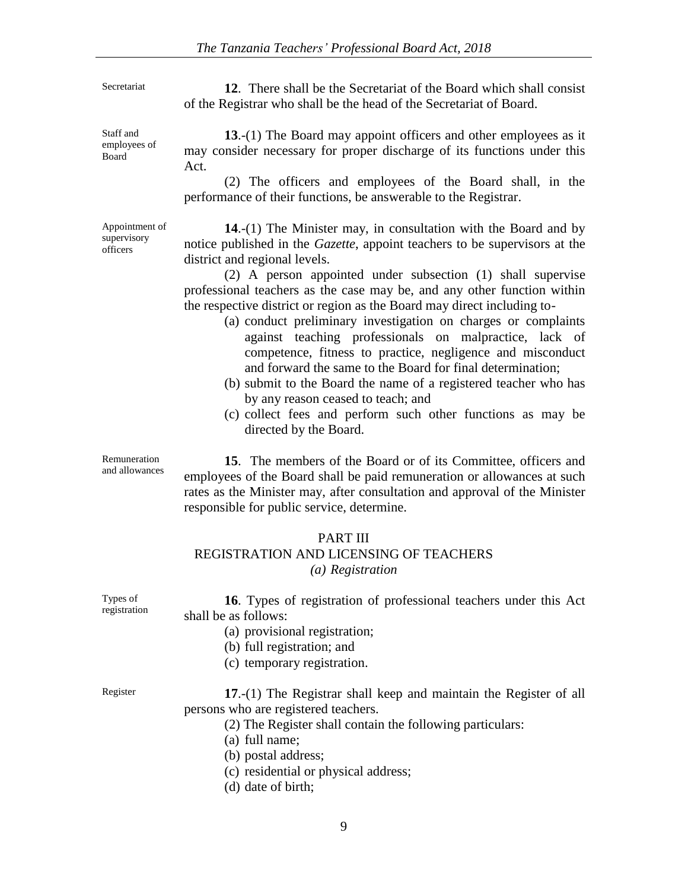Secretariat

**12**. There shall be the Secretariat of the Board which shall consist of the Registrar who shall be the head of the Secretariat of Board.

Staff and employees of Board

**13**.-(1) The Board may appoint officers and other employees as it may consider necessary for proper discharge of its functions under this Act.

(2) The officers and employees of the Board shall, in the performance of their functions, be answerable to the Registrar.

Appointment of supervisory officers

**14**.-(1) The Minister may, in consultation with the Board and by notice published in the *Gazette*, appoint teachers to be supervisors at the district and regional levels.

(2) A person appointed under subsection (1) shall supervise professional teachers as the case may be, and any other function within the respective district or region as the Board may direct including to-

- (a) conduct preliminary investigation on charges or complaints against teaching professionals on malpractice, lack of competence, fitness to practice, negligence and misconduct and forward the same to the Board for final determination;
- (b) submit to the Board the name of a registered teacher who has by any reason ceased to teach; and
- (c) collect fees and perform such other functions as may be directed by the Board.

Remuneration and allowances

**15**. The members of the Board or of its Committee, officers and employees of the Board shall be paid remuneration or allowances at such rates as the Minister may, after consultation and approval of the Minister responsible for public service, determine.

## PART III
## REGISTRATION AND LICENSING OF TEACHERS
### *(a) Registration*

Types of registration

**16**. Types of registration of professional teachers under this Act shall be as follows:

- (a) provisional registration;
- (b) full registration; and
- (c) temporary registration.

Register

**17**.-(1) The Registrar shall keep and maintain the Register of all persons who are registered teachers.

(2) The Register shall contain the following particulars:

- (a) full name;
- (b) postal address;
- (c) residential or physical address;
- (d) date of birth;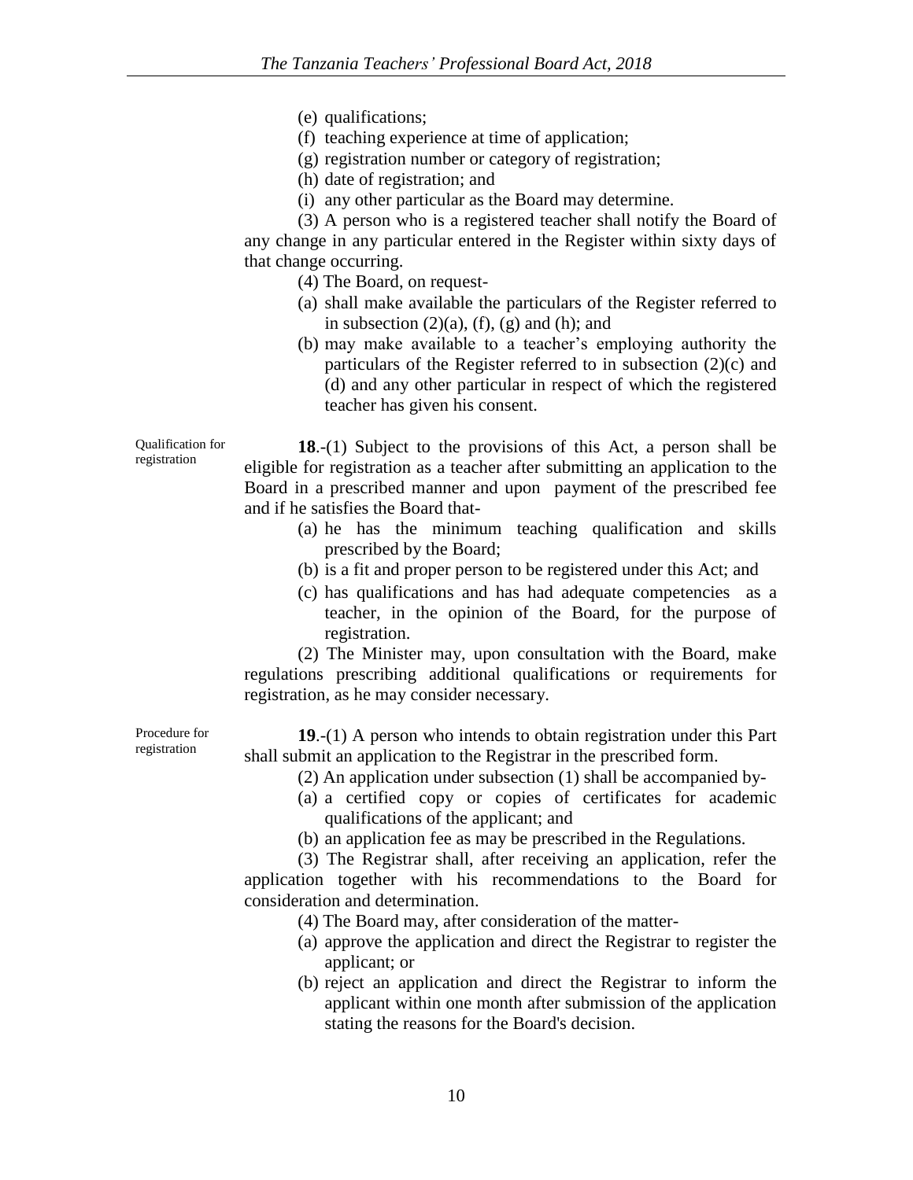(e) qualifications;

(f) teaching experience at time of application;

(g) registration number or category of registration;

(h) date of registration; and

(i) any other particular as the Board may determine.

(3) A person who is a registered teacher shall notify the Board of any change in any particular entered in the Register within sixty days of that change occurring.

(4) The Board, on request-

(a) shall make available the particulars of the Register referred to in subsection (2)(a), (f), (g) and (h); and

(b) may make available to a teacher's employing authority the particulars of the Register referred to in subsection (2)(c) and (d) and any other particular in respect of which the registered teacher has given his consent.

Qualification for registration

**18**.-(1) Subject to the provisions of this Act, a person shall be eligible for registration as a teacher after submitting an application to the Board in a prescribed manner and upon payment of the prescribed fee and if he satisfies the Board that-

(a) he has the minimum teaching qualification and skills prescribed by the Board;

(b) is a fit and proper person to be registered under this Act; and

(c) has qualifications and has had adequate competencies as a teacher, in the opinion of the Board, for the purpose of registration.

(2) The Minister may, upon consultation with the Board, make regulations prescribing additional qualifications or requirements for registration, as he may consider necessary.

Procedure for registration

**19**.-(1) A person who intends to obtain registration under this Part shall submit an application to the Registrar in the prescribed form.

(2) An application under subsection (1) shall be accompanied by-

(a) a certified copy or copies of certificates for academic qualifications of the applicant; and

(b) an application fee as may be prescribed in the Regulations.

(3) The Registrar shall, after receiving an application, refer the application together with his recommendations to the Board for consideration and determination.

(4) The Board may, after consideration of the matter-

(a) approve the application and direct the Registrar to register the applicant; or

(b) reject an application and direct the Registrar to inform the applicant within one month after submission of the application stating the reasons for the Board's decision.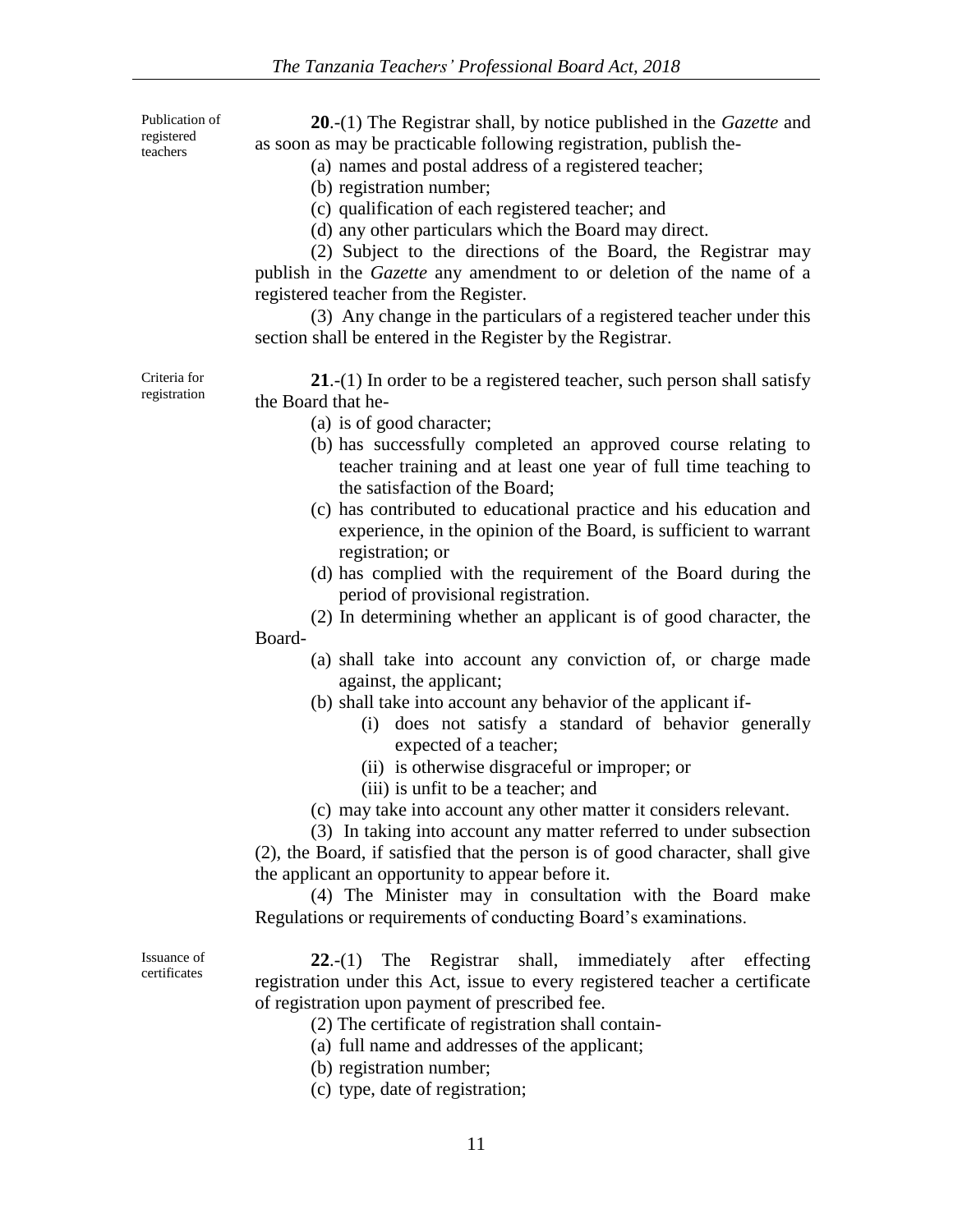Publication of registered teachers

**20**.-(1) The Registrar shall, by notice published in the *Gazette* and as soon as may be practicable following registration, publish the-

(a) names and postal address of a registered teacher;

(b) registration number;

(c) qualification of each registered teacher; and

(d) any other particulars which the Board may direct.

(2) Subject to the directions of the Board, the Registrar may publish in the *Gazette* any amendment to or deletion of the name of a registered teacher from the Register.

(3) Any change in the particulars of a registered teacher under this section shall be entered in the Register by the Registrar.

Criteria for registration

**21**.-(1) In order to be a registered teacher, such person shall satisfy the Board that he-

(a) is of good character;

(b) has successfully completed an approved course relating to teacher training and at least one year of full time teaching to the satisfaction of the Board;

(c) has contributed to educational practice and his education and experience, in the opinion of the Board, is sufficient to warrant registration; or

(d) has complied with the requirement of the Board during the period of provisional registration.

(2) In determining whether an applicant is of good character, the Board-

(a) shall take into account any conviction of, or charge made against, the applicant;

(b) shall take into account any behavior of the applicant if-

(i) does not satisfy a standard of behavior generally expected of a teacher;

(ii) is otherwise disgraceful or improper; or

(iii) is unfit to be a teacher; and

(c) may take into account any other matter it considers relevant.

(3) In taking into account any matter referred to under subsection (2), the Board, if satisfied that the person is of good character, shall give the applicant an opportunity to appear before it.

(4) The Minister may in consultation with the Board make Regulations or requirements of conducting Board's examinations.

Issuance of certificates

**22**.-(1) The Registrar shall, immediately after effecting registration under this Act, issue to every registered teacher a certificate of registration upon payment of prescribed fee.

(2) The certificate of registration shall contain-

(a) full name and addresses of the applicant;

(b) registration number;

(c) type, date of registration;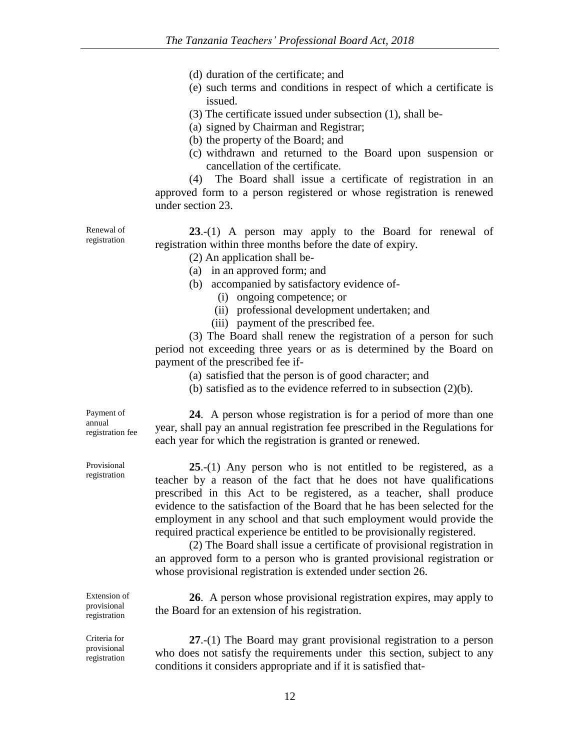(d) duration of the certificate; and

(e) such terms and conditions in respect of which a certificate is issued.

(3) The certificate issued under subsection (1), shall be-

(a) signed by Chairman and Registrar;

(b) the property of the Board; and

(c) withdrawn and returned to the Board upon suspension or cancellation of the certificate.

(4) The Board shall issue a certificate of registration in an approved form to a person registered or whose registration is renewed under section 23.

Renewal of registration

**23**.-(1) A person may apply to the Board for renewal of registration within three months before the date of expiry.

(2) An application shall be-

(a) in an approved form; and

(b) accompanied by satisfactory evidence of-

(i) ongoing competence; or

(ii) professional development undertaken; and

(iii) payment of the prescribed fee.

(3) The Board shall renew the registration of a person for such period not exceeding three years or as is determined by the Board on payment of the prescribed fee if-

(a) satisfied that the person is of good character; and

(b) satisfied as to the evidence referred to in subsection (2)(b).

Payment of annual registration fee

**24**. A person whose registration is for a period of more than one year, shall pay an annual registration fee prescribed in the Regulations for each year for which the registration is granted or renewed.

Provisional registration

**25**.-(1) Any person who is not entitled to be registered, as a teacher by a reason of the fact that he does not have qualifications prescribed in this Act to be registered, as a teacher, shall produce evidence to the satisfaction of the Board that he has been selected for the employment in any school and that such employment would provide the required practical experience be entitled to be provisionally registered.

(2) The Board shall issue a certificate of provisional registration in an approved form to a person who is granted provisional registration or whose provisional registration is extended under section 26.

Extension of provisional registration

**26**. A person whose provisional registration expires, may apply to the Board for an extension of his registration.

Criteria for provisional registration

**27**.-(1) The Board may grant provisional registration to a person who does not satisfy the requirements under this section, subject to any conditions it considers appropriate and if it is satisfied that-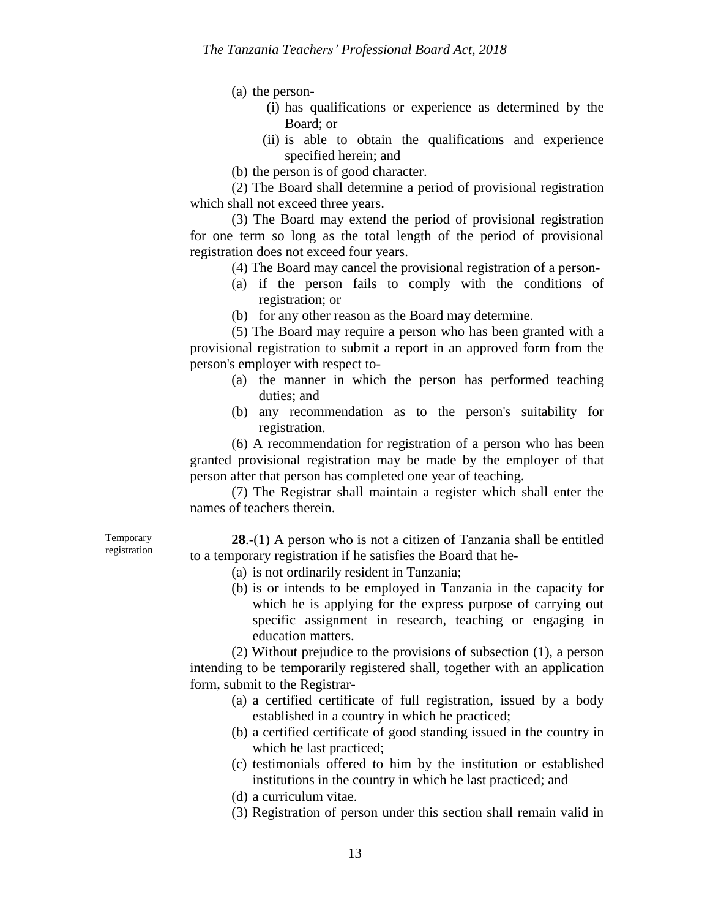(a) the person-

(i) has qualifications or experience as determined by the Board; or

(ii) is able to obtain the qualifications and experience specified herein; and

(b) the person is of good character.

(2) The Board shall determine a period of provisional registration which shall not exceed three years.

(3) The Board may extend the period of provisional registration for one term so long as the total length of the period of provisional registration does not exceed four years.

(4) The Board may cancel the provisional registration of a person-

(a) if the person fails to comply with the conditions of registration; or

(b) for any other reason as the Board may determine.

(5) The Board may require a person who has been granted with a provisional registration to submit a report in an approved form from the person's employer with respect to-

(a) the manner in which the person has performed teaching duties; and

(b) any recommendation as to the person's suitability for registration.

(6) A recommendation for registration of a person who has been granted provisional registration may be made by the employer of that person after that person has completed one year of teaching.

(7) The Registrar shall maintain a register which shall enter the names of teachers therein.

Temporary registration

**28**.-(1) A person who is not a citizen of Tanzania shall be entitled to a temporary registration if he satisfies the Board that he-

(a) is not ordinarily resident in Tanzania;

(b) is or intends to be employed in Tanzania in the capacity for which he is applying for the express purpose of carrying out specific assignment in research, teaching or engaging in education matters.

(2) Without prejudice to the provisions of subsection (1), a person intending to be temporarily registered shall, together with an application form, submit to the Registrar-

(a) a certified certificate of full registration, issued by a body established in a country in which he practiced;

(b) a certified certificate of good standing issued in the country in which he last practiced;

(c) testimonials offered to him by the institution or established institutions in the country in which he last practiced; and

(d) a curriculum vitae.

(3) Registration of person under this section shall remain valid in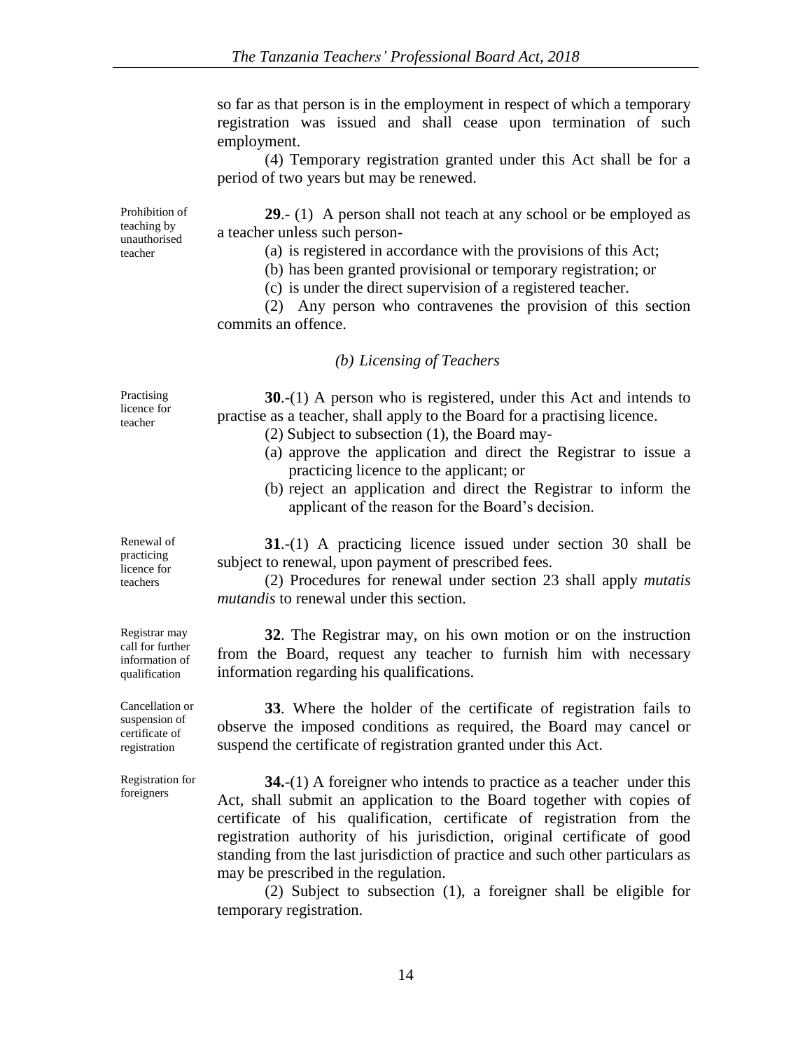so far as that person is in the employment in respect of which a temporary registration was issued and shall cease upon termination of such employment.

(4) Temporary registration granted under this Act shall be for a period of two years but may be renewed.

Prohibition of teaching by unauthorised teacher

**29**.- (1) A person shall not teach at any school or be employed as a teacher unless such person-

(a) is registered in accordance with the provisions of this Act;

(b) has been granted provisional or temporary registration; or

(c) is under the direct supervision of a registered teacher.

(2) Any person who contravenes the provision of this section commits an offence.

*(b) Licensing of Teachers*

Practising licence for teacher

**30**.-(1) A person who is registered, under this Act and intends to practise as a teacher, shall apply to the Board for a practising licence.

(2) Subject to subsection (1), the Board may-

(a) approve the application and direct the Registrar to issue a practicing licence to the applicant; or

(b) reject an application and direct the Registrar to inform the applicant of the reason for the Board's decision.

Renewal of practicing licence for teachers

**31**.-(1) A practicing licence issued under section 30 shall be subject to renewal, upon payment of prescribed fees.

(2) Procedures for renewal under section 23 shall apply *mutatis mutandis* to renewal under this section.

Registrar may call for further information of qualification

**32**. The Registrar may, on his own motion or on the instruction from the Board, request any teacher to furnish him with necessary information regarding his qualifications.

Cancellation or suspension of certificate of registration

**33**. Where the holder of the certificate of registration fails to observe the imposed conditions as required, the Board may cancel or suspend the certificate of registration granted under this Act.

Registration for foreigners

**34.**-(1) A foreigner who intends to practice as a teacher under this Act, shall submit an application to the Board together with copies of certificate of his qualification, certificate of registration from the registration authority of his jurisdiction, original certificate of good standing from the last jurisdiction of practice and such other particulars as may be prescribed in the regulation.

(2) Subject to subsection (1), a foreigner shall be eligible for temporary registration.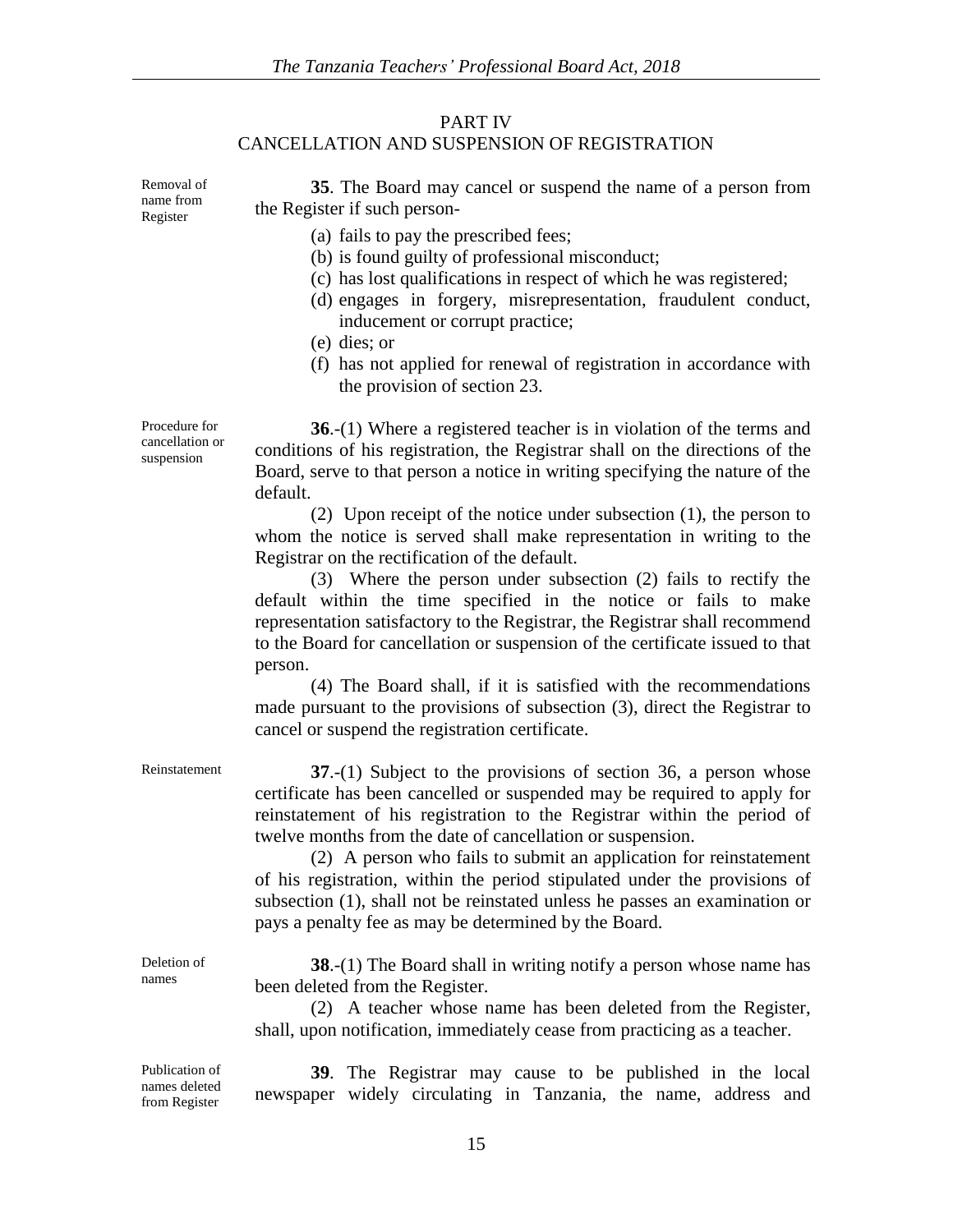## PART IV
## CANCELLATION AND SUSPENSION OF REGISTRATION

Removal of name from Register

**35**. The Board may cancel or suspend the name of a person from the Register if such person-

(a) fails to pay the prescribed fees;
(b) is found guilty of professional misconduct;
(c) has lost qualifications in respect of which he was registered;
(d) engages in forgery, misrepresentation, fraudulent conduct, inducement or corrupt practice;
(e) dies; or
(f) has not applied for renewal of registration in accordance with the provision of section 23.

Procedure for cancellation or suspension

**36**.-(1) Where a registered teacher is in violation of the terms and conditions of his registration, the Registrar shall on the directions of the Board, serve to that person a notice in writing specifying the nature of the default.

(2) Upon receipt of the notice under subsection (1), the person to whom the notice is served shall make representation in writing to the Registrar on the rectification of the default.

(3) Where the person under subsection (2) fails to rectify the default within the time specified in the notice or fails to make representation satisfactory to the Registrar, the Registrar shall recommend to the Board for cancellation or suspension of the certificate issued to that person.

(4) The Board shall, if it is satisfied with the recommendations made pursuant to the provisions of subsection (3), direct the Registrar to cancel or suspend the registration certificate.

Reinstatement

**37**.-(1) Subject to the provisions of section 36, a person whose certificate has been cancelled or suspended may be required to apply for reinstatement of his registration to the Registrar within the period of twelve months from the date of cancellation or suspension.

(2) A person who fails to submit an application for reinstatement of his registration, within the period stipulated under the provisions of subsection (1), shall not be reinstated unless he passes an examination or pays a penalty fee as may be determined by the Board.

Deletion of names

**38**.-(1) The Board shall in writing notify a person whose name has been deleted from the Register.

(2) A teacher whose name has been deleted from the Register, shall, upon notification, immediately cease from practicing as a teacher.

Publication of names deleted from Register

**39**. The Registrar may cause to be published in the local newspaper widely circulating in Tanzania, the name, address and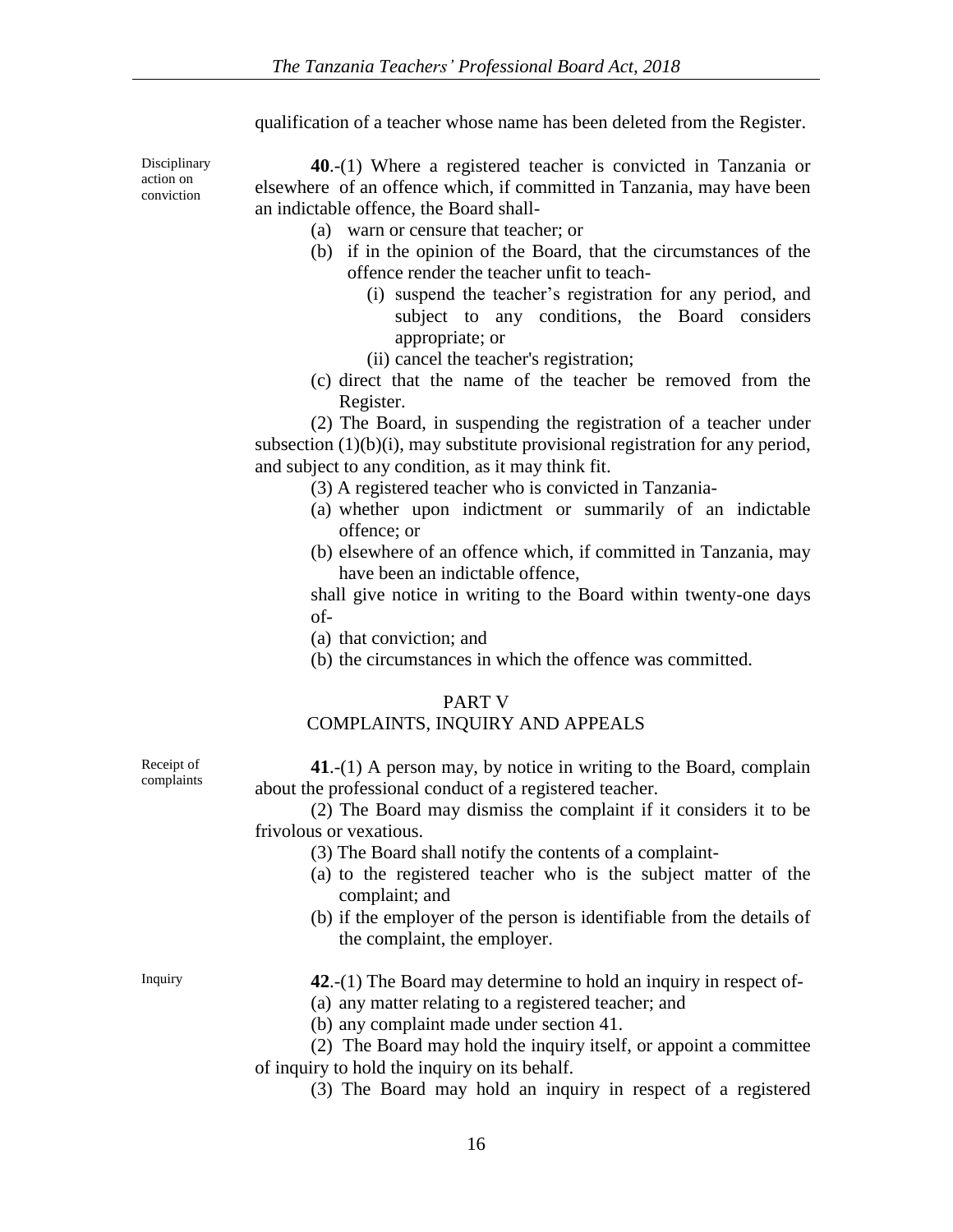qualification of a teacher whose name has been deleted from the Register.

Disciplinary action on conviction

**40**.-(1) Where a registered teacher is convicted in Tanzania or elsewhere of an offence which, if committed in Tanzania, may have been an indictable offence, the Board shall-

(a) warn or censure that teacher; or

(b) if in the opinion of the Board, that the circumstances of the offence render the teacher unfit to teach-

(i) suspend the teacher's registration for any period, and subject to any conditions, the Board considers appropriate; or

(ii) cancel the teacher's registration;

(c) direct that the name of the teacher be removed from the Register.

(2) The Board, in suspending the registration of a teacher under subsection (1)(b)(i), may substitute provisional registration for any period, and subject to any condition, as it may think fit.

(3) A registered teacher who is convicted in Tanzania-

(a) whether upon indictment or summarily of an indictable offence; or

(b) elsewhere of an offence which, if committed in Tanzania, may have been an indictable offence,

shall give notice in writing to the Board within twenty-one days of-

(a) that conviction; and

(b) the circumstances in which the offence was committed.

## PART V
## COMPLAINTS, INQUIRY AND APPEALS

Receipt of complaints

**41**.-(1) A person may, by notice in writing to the Board, complain about the professional conduct of a registered teacher.

(2) The Board may dismiss the complaint if it considers it to be frivolous or vexatious.

(3) The Board shall notify the contents of a complaint-

(a) to the registered teacher who is the subject matter of the complaint; and

(b) if the employer of the person is identifiable from the details of the complaint, the employer.

Inquiry

**42**.-(1) The Board may determine to hold an inquiry in respect of-

(a) any matter relating to a registered teacher; and

(b) any complaint made under section 41.

(2) The Board may hold the inquiry itself, or appoint a committee of inquiry to hold the inquiry on its behalf.

(3) The Board may hold an inquiry in respect of a registered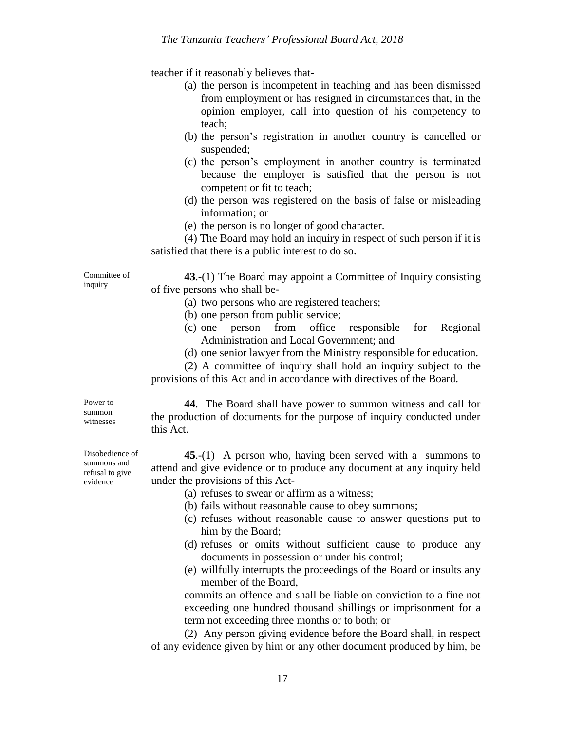teacher if it reasonably believes that-

(a) the person is incompetent in teaching and has been dismissed from employment or has resigned in circumstances that, in the opinion employer, call into question of his competency to teach;

(b) the person's registration in another country is cancelled or suspended;

(c) the person's employment in another country is terminated because the employer is satisfied that the person is not competent or fit to teach;

(d) the person was registered on the basis of false or misleading information; or

(e) the person is no longer of good character.

(4) The Board may hold an inquiry in respect of such person if it is satisfied that there is a public interest to do so.

Committee of inquiry

**43**.-(1) The Board may appoint a Committee of Inquiry consisting of five persons who shall be-

(a) two persons who are registered teachers;

(b) one person from public service;

(c) one person from office responsible for Regional Administration and Local Government; and

(d) one senior lawyer from the Ministry responsible for education.

(2) A committee of inquiry shall hold an inquiry subject to the provisions of this Act and in accordance with directives of the Board.

Power to summon witnesses

**44**. The Board shall have power to summon witness and call for the production of documents for the purpose of inquiry conducted under this Act.

Disobedience of summons and refusal to give evidence

**45**.-(1) A person who, having been served with a summons to attend and give evidence or to produce any document at any inquiry held under the provisions of this Act-

(a) refuses to swear or affirm as a witness;

(b) fails without reasonable cause to obey summons;

(c) refuses without reasonable cause to answer questions put to him by the Board;

(d) refuses or omits without sufficient cause to produce any documents in possession or under his control;

(e) willfully interrupts the proceedings of the Board or insults any member of the Board,

commits an offence and shall be liable on conviction to a fine not exceeding one hundred thousand shillings or imprisonment for a term not exceeding three months or to both; or

(2) Any person giving evidence before the Board shall, in respect of any evidence given by him or any other document produced by him, be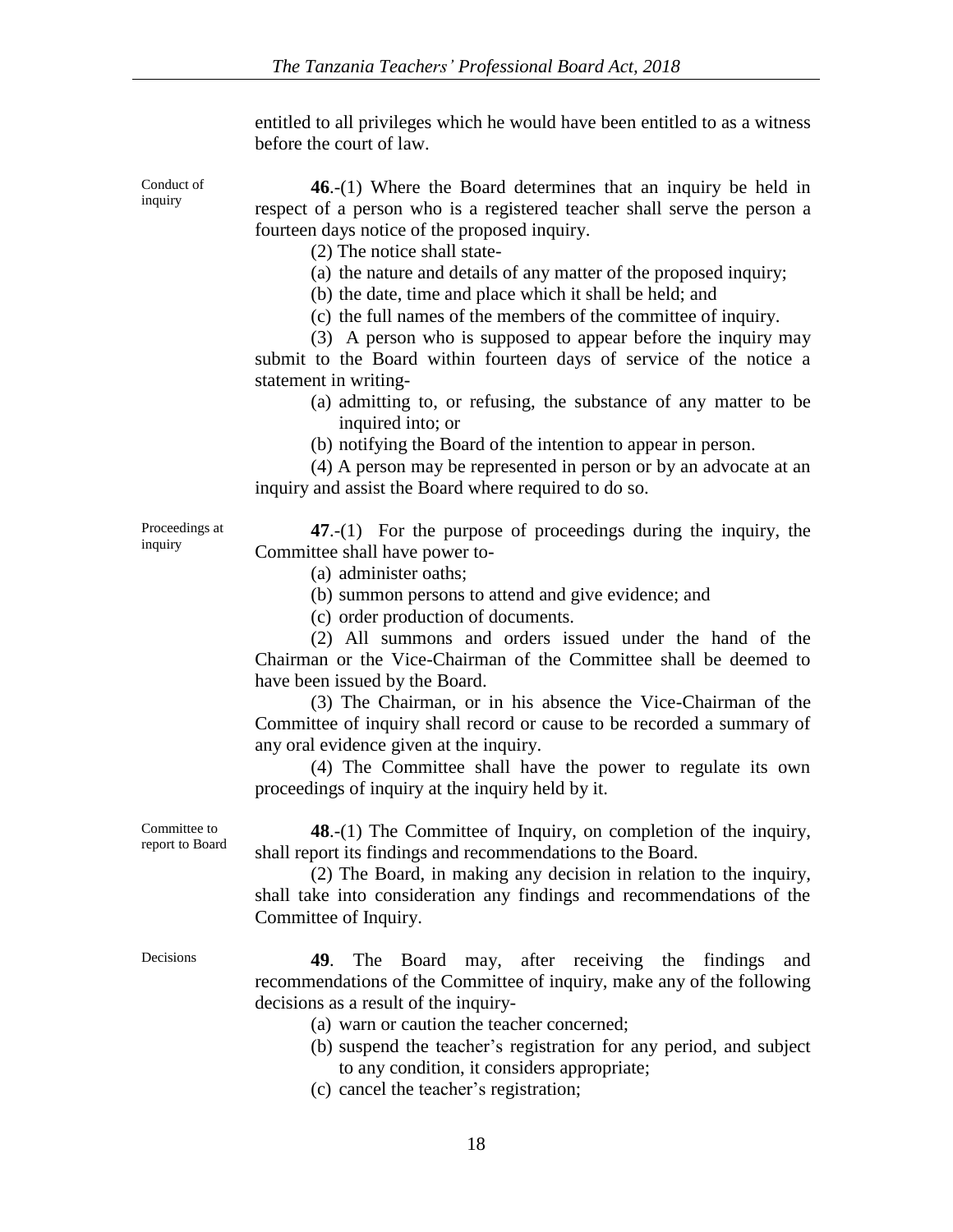entitled to all privileges which he would have been entitled to as a witness before the court of law.

Conduct of inquiry

**46**.-(1) Where the Board determines that an inquiry be held in respect of a person who is a registered teacher shall serve the person a fourteen days notice of the proposed inquiry.

(2) The notice shall state-

(a) the nature and details of any matter of the proposed inquiry;

(b) the date, time and place which it shall be held; and

(c) the full names of the members of the committee of inquiry.

(3) A person who is supposed to appear before the inquiry may submit to the Board within fourteen days of service of the notice a statement in writing-

(a) admitting to, or refusing, the substance of any matter to be inquired into; or

(b) notifying the Board of the intention to appear in person.

(4) A person may be represented in person or by an advocate at an inquiry and assist the Board where required to do so.

Proceedings at inquiry

**47**.-(1) For the purpose of proceedings during the inquiry, the Committee shall have power to-

(a) administer oaths;

(b) summon persons to attend and give evidence; and

(c) order production of documents.

(2) All summons and orders issued under the hand of the Chairman or the Vice-Chairman of the Committee shall be deemed to have been issued by the Board.

(3) The Chairman, or in his absence the Vice-Chairman of the Committee of inquiry shall record or cause to be recorded a summary of any oral evidence given at the inquiry.

(4) The Committee shall have the power to regulate its own proceedings of inquiry at the inquiry held by it.

Committee to report to Board

**48**.-(1) The Committee of Inquiry, on completion of the inquiry, shall report its findings and recommendations to the Board.

(2) The Board, in making any decision in relation to the inquiry, shall take into consideration any findings and recommendations of the Committee of Inquiry.

Decisions

**49**. The Board may, after receiving the findings and recommendations of the Committee of inquiry, make any of the following decisions as a result of the inquiry-

(a) warn or caution the teacher concerned;

(b) suspend the teacher's registration for any period, and subject to any condition, it considers appropriate;

(c) cancel the teacher's registration;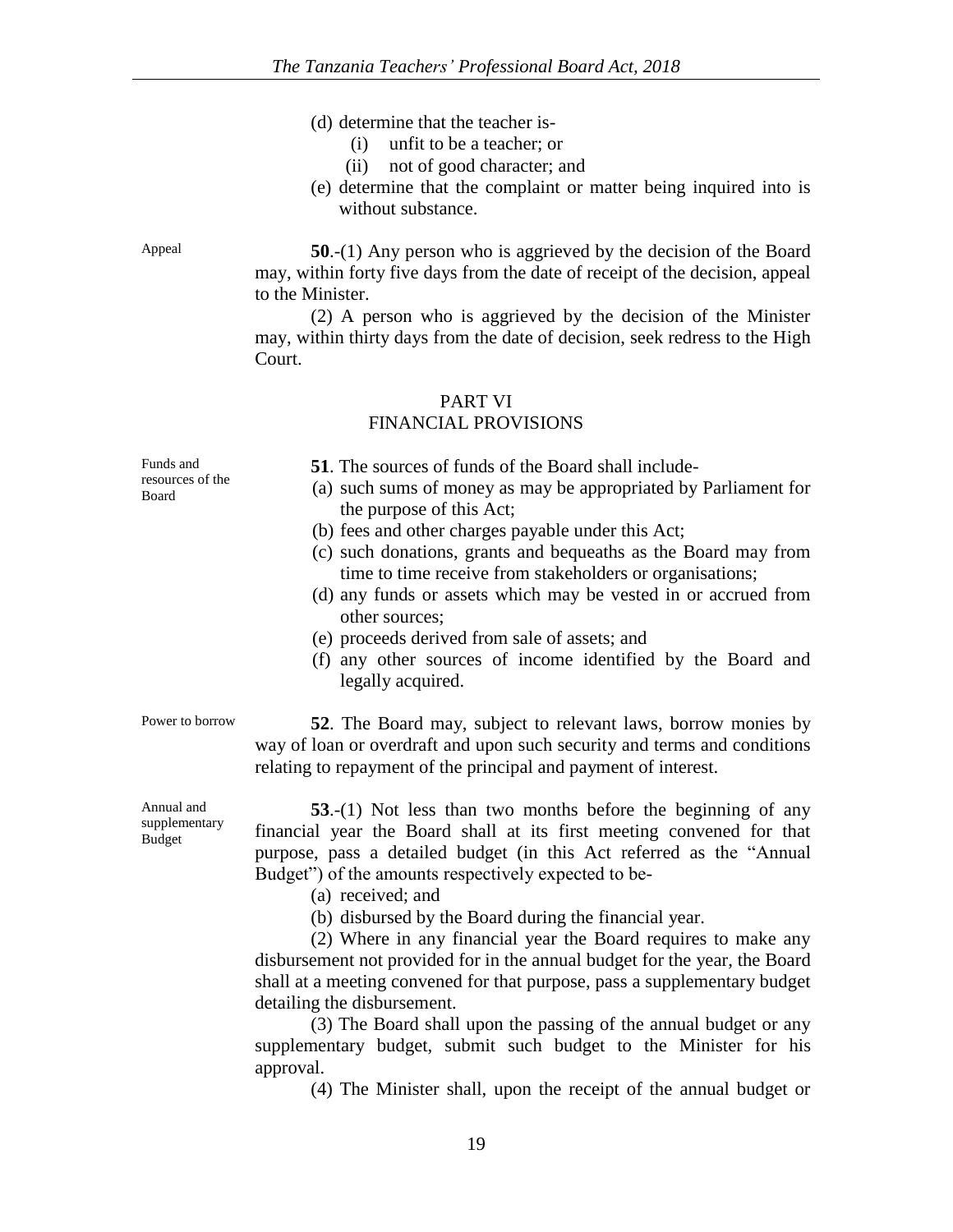(d) determine that the teacher is-

   (i) unfit to be a teacher; or

   (ii) not of good character; and

(e) determine that the complaint or matter being inquired into is without substance.

Appeal

**50**.-(1) Any person who is aggrieved by the decision of the Board may, within forty five days from the date of receipt of the decision, appeal to the Minister.

(2) A person who is aggrieved by the decision of the Minister may, within thirty days from the date of decision, seek redress to the High Court.

## PART VI
## FINANCIAL PROVISIONS

Funds and resources of the Board

**51**. The sources of funds of the Board shall include-

(a) such sums of money as may be appropriated by Parliament for the purpose of this Act;

(b) fees and other charges payable under this Act;

(c) such donations, grants and bequeaths as the Board may from time to time receive from stakeholders or organisations;

(d) any funds or assets which may be vested in or accrued from other sources;

(e) proceeds derived from sale of assets; and

(f) any other sources of income identified by the Board and legally acquired.

Power to borrow

**52**. The Board may, subject to relevant laws, borrow monies by way of loan or overdraft and upon such security and terms and conditions relating to repayment of the principal and payment of interest.

Annual and supplementary Budget

**53**.-(1) Not less than two months before the beginning of any financial year the Board shall at its first meeting convened for that purpose, pass a detailed budget (in this Act referred as the "Annual Budget") of the amounts respectively expected to be-

(a) received; and

(b) disbursed by the Board during the financial year.

(2) Where in any financial year the Board requires to make any disbursement not provided for in the annual budget for the year, the Board shall at a meeting convened for that purpose, pass a supplementary budget detailing the disbursement.

(3) The Board shall upon the passing of the annual budget or any supplementary budget, submit such budget to the Minister for his approval.

(4) The Minister shall, upon the receipt of the annual budget or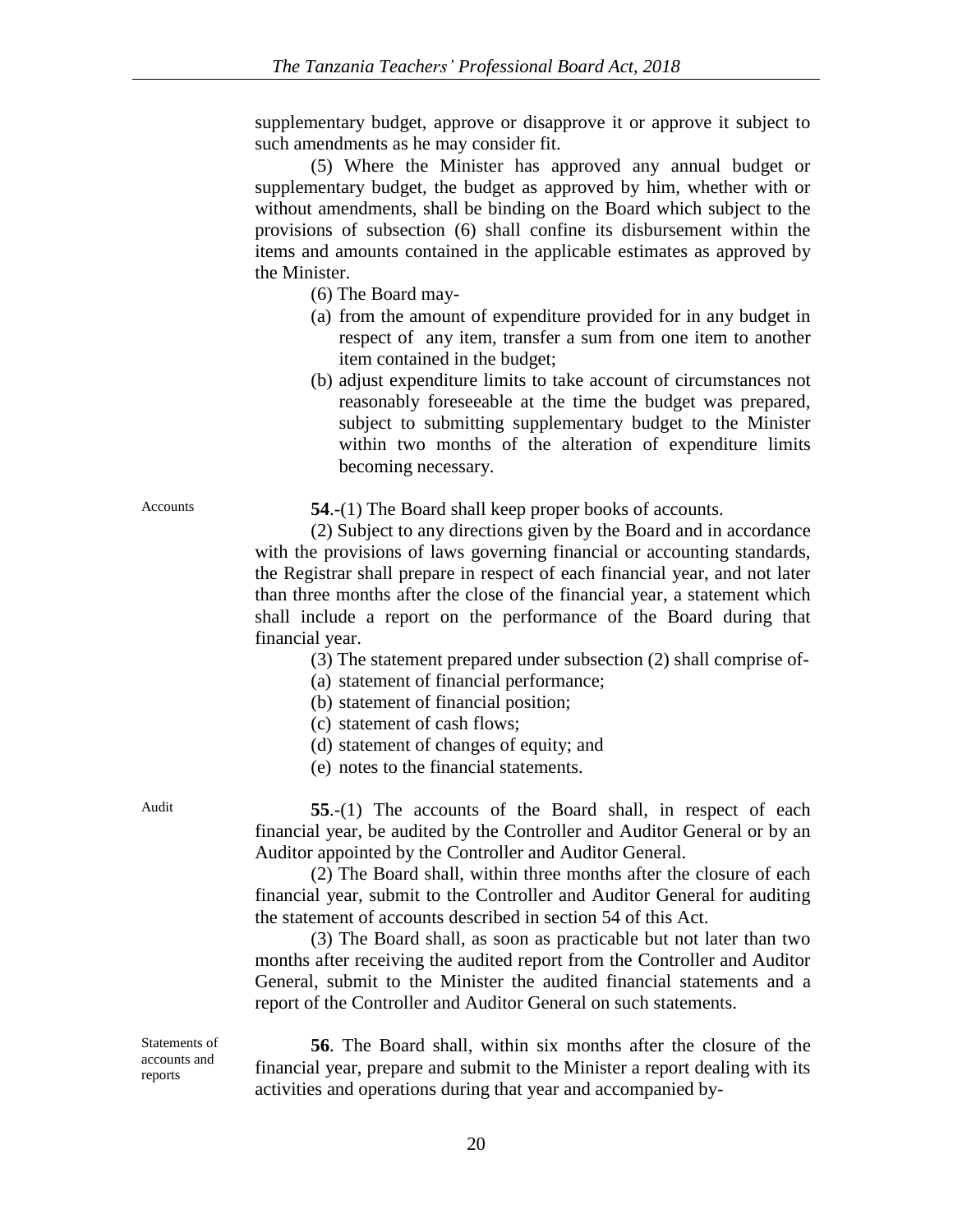supplementary budget, approve or disapprove it or approve it subject to such amendments as he may consider fit.

(5) Where the Minister has approved any annual budget or supplementary budget, the budget as approved by him, whether with or without amendments, shall be binding on the Board which subject to the provisions of subsection (6) shall confine its disbursement within the items and amounts contained in the applicable estimates as approved by the Minister.

(6) The Board may-

(a) from the amount of expenditure provided for in any budget in respect of any item, transfer a sum from one item to another item contained in the budget;

(b) adjust expenditure limits to take account of circumstances not reasonably foreseeable at the time the budget was prepared, subject to submitting supplementary budget to the Minister within two months of the alteration of expenditure limits becoming necessary.

Accounts

**54**.-(1) The Board shall keep proper books of accounts.

(2) Subject to any directions given by the Board and in accordance with the provisions of laws governing financial or accounting standards, the Registrar shall prepare in respect of each financial year, and not later than three months after the close of the financial year, a statement which shall include a report on the performance of the Board during that financial year.

(3) The statement prepared under subsection (2) shall comprise of-

(a) statement of financial performance;

(b) statement of financial position;

(c) statement of cash flows;

(d) statement of changes of equity; and

(e) notes to the financial statements.

Audit

**55**.-(1) The accounts of the Board shall, in respect of each financial year, be audited by the Controller and Auditor General or by an Auditor appointed by the Controller and Auditor General.

(2) The Board shall, within three months after the closure of each financial year, submit to the Controller and Auditor General for auditing the statement of accounts described in section 54 of this Act.

(3) The Board shall, as soon as practicable but not later than two months after receiving the audited report from the Controller and Auditor General, submit to the Minister the audited financial statements and a report of the Controller and Auditor General on such statements.

Statements of accounts and reports

**56**. The Board shall, within six months after the closure of the financial year, prepare and submit to the Minister a report dealing with its activities and operations during that year and accompanied by-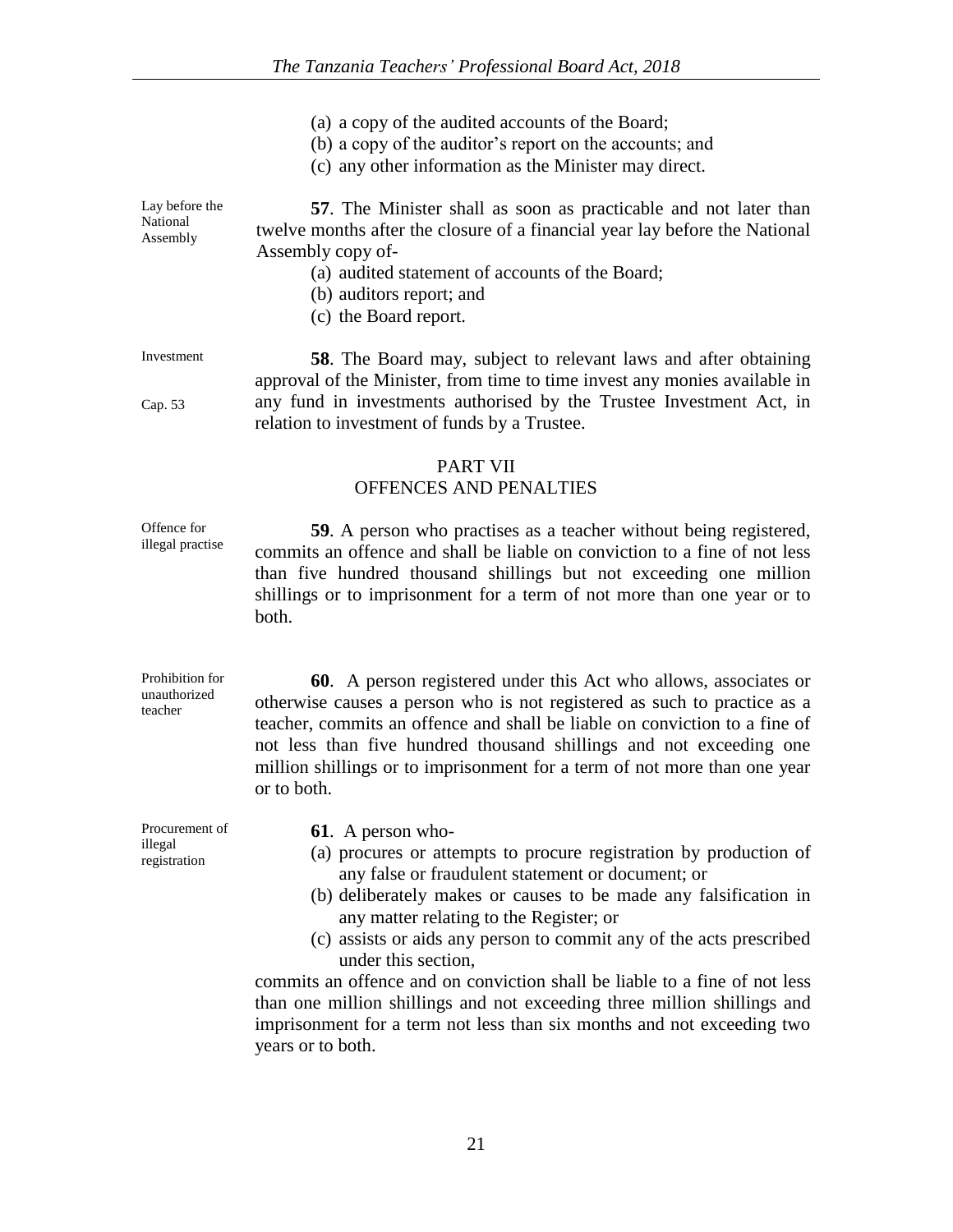(a) a copy of the audited accounts of the Board;
(b) a copy of the auditor's report on the accounts; and
(c) any other information as the Minister may direct.

Lay before the National Assembly

**57**. The Minister shall as soon as practicable and not later than twelve months after the closure of a financial year lay before the National Assembly copy of-

(a) audited statement of accounts of the Board;
(b) auditors report; and
(c) the Board report.

Investment

Cap. 53

**58**. The Board may, subject to relevant laws and after obtaining approval of the Minister, from time to time invest any monies available in any fund in investments authorised by the Trustee Investment Act, in relation to investment of funds by a Trustee.

## PART VII
## OFFENCES AND PENALTIES

Offence for illegal practise

**59**. A person who practises as a teacher without being registered, commits an offence and shall be liable on conviction to a fine of not less than five hundred thousand shillings but not exceeding one million shillings or to imprisonment for a term of not more than one year or to both.

Prohibition for unauthorized teacher

**60**. A person registered under this Act who allows, associates or otherwise causes a person who is not registered as such to practice as a teacher, commits an offence and shall be liable on conviction to a fine of not less than five hundred thousand shillings and not exceeding one million shillings or to imprisonment for a term of not more than one year or to both.

Procurement of illegal registration

**61**. A person who-

(a) procures or attempts to procure registration by production of any false or fraudulent statement or document; or
(b) deliberately makes or causes to be made any falsification in any matter relating to the Register; or
(c) assists or aids any person to commit any of the acts prescribed under this section,

commits an offence and on conviction shall be liable to a fine of not less than one million shillings and not exceeding three million shillings and imprisonment for a term not less than six months and not exceeding two years or to both.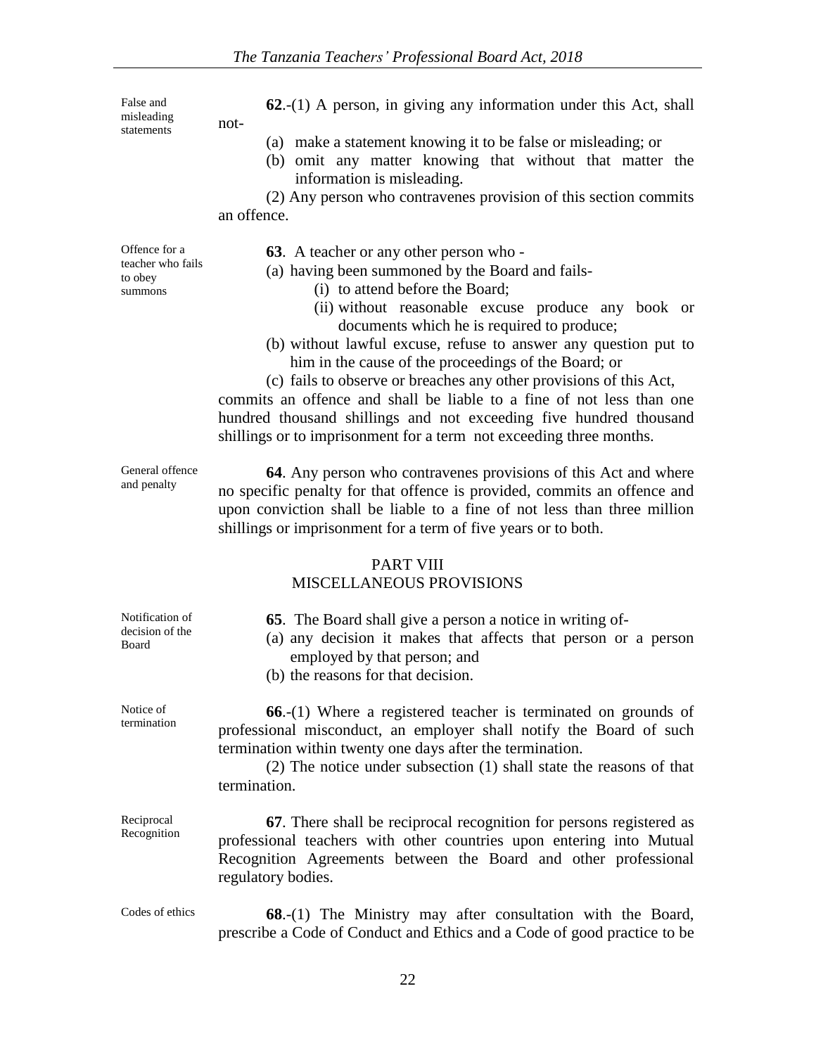False and misleading statements

**62**.-(1) A person, in giving any information under this Act, shall not-

(a) make a statement knowing it to be false or misleading; or
(b) omit any matter knowing that without that matter the information is misleading.

(2) Any person who contravenes provision of this section commits an offence.

Offence for a teacher who fails to obey summons

**63**. A teacher or any other person who -

(a) having been summoned by the Board and fails-
   (i) to attend before the Board;
   (ii) without reasonable excuse produce any book or documents which he is required to produce;
(b) without lawful excuse, refuse to answer any question put to him in the cause of the proceedings of the Board; or
(c) fails to observe or breaches any other provisions of this Act,

commits an offence and shall be liable to a fine of not less than one hundred thousand shillings and not exceeding five hundred thousand shillings or to imprisonment for a term not exceeding three months.

General offence and penalty

**64**. Any person who contravenes provisions of this Act and where no specific penalty for that offence is provided, commits an offence and upon conviction shall be liable to a fine of not less than three million shillings or imprisonment for a term of five years or to both.

## PART VIII
## MISCELLANEOUS PROVISIONS

Notification of decision of the Board

**65**. The Board shall give a person a notice in writing of-

(a) any decision it makes that affects that person or a person employed by that person; and
(b) the reasons for that decision.

Notice of termination

**66**.-(1) Where a registered teacher is terminated on grounds of professional misconduct, an employer shall notify the Board of such termination within twenty one days after the termination.

(2) The notice under subsection (1) shall state the reasons of that termination.

Reciprocal Recognition

**67**. There shall be reciprocal recognition for persons registered as professional teachers with other countries upon entering into Mutual Recognition Agreements between the Board and other professional regulatory bodies.

Codes of ethics

**68**.-(1) The Ministry may after consultation with the Board, prescribe a Code of Conduct and Ethics and a Code of good practice to be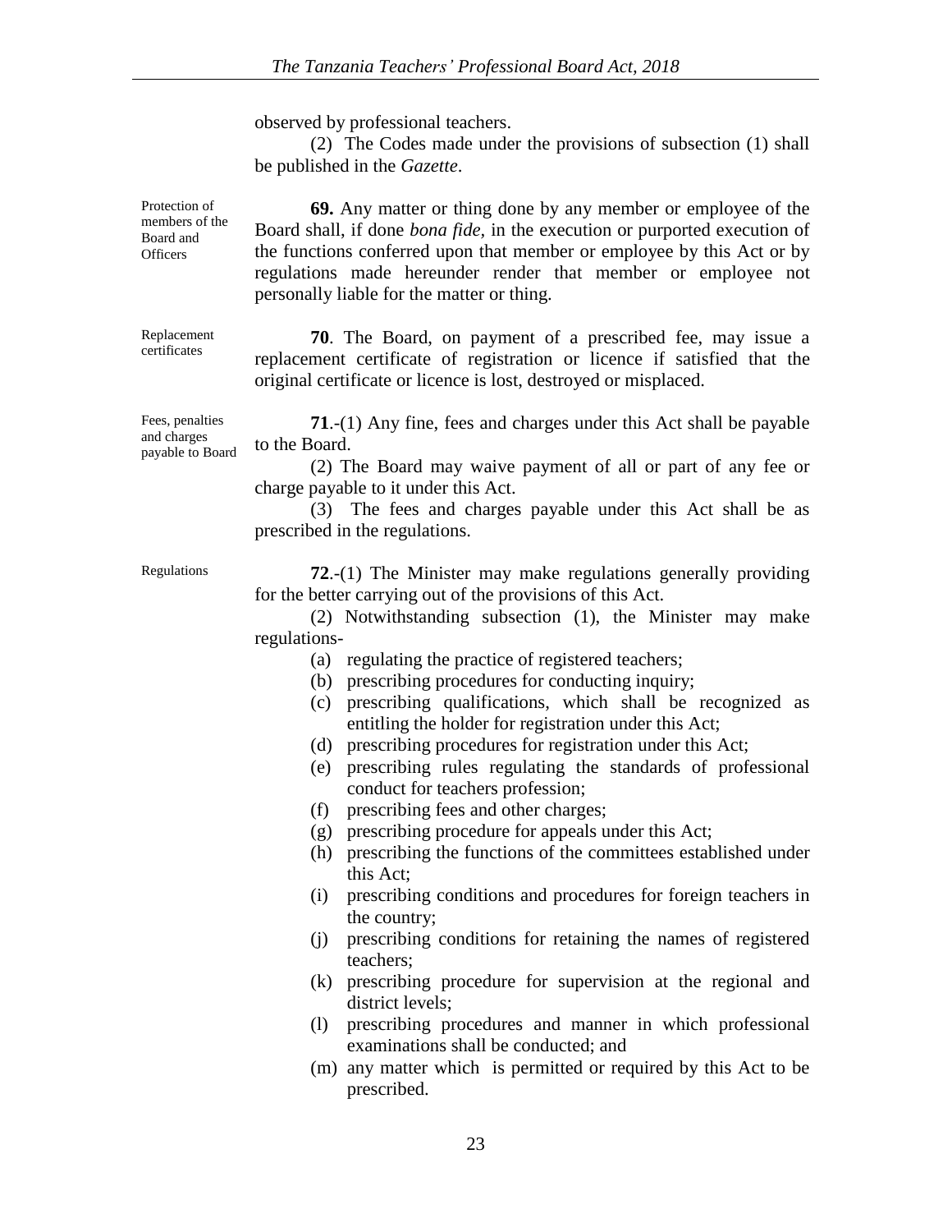observed by professional teachers.

(2) The Codes made under the provisions of subsection (1) shall be published in the *Gazette*.

Protection of members of the Board and Officers

**69.** Any matter or thing done by any member or employee of the Board shall, if done *bona fide*, in the execution or purported execution of the functions conferred upon that member or employee by this Act or by regulations made hereunder render that member or employee not personally liable for the matter or thing.

Replacement certificates

**70**. The Board, on payment of a prescribed fee, may issue a replacement certificate of registration or licence if satisfied that the original certificate or licence is lost, destroyed or misplaced.

Fees, penalties and charges payable to Board

**71**.-(1) Any fine, fees and charges under this Act shall be payable to the Board.

(2) The Board may waive payment of all or part of any fee or charge payable to it under this Act.

(3) The fees and charges payable under this Act shall be as prescribed in the regulations.

Regulations

**72**.-(1) The Minister may make regulations generally providing for the better carrying out of the provisions of this Act.

(2) Notwithstanding subsection (1), the Minister may make regulations-

(a) regulating the practice of registered teachers;

(b) prescribing procedures for conducting inquiry;

(c) prescribing qualifications, which shall be recognized as entitling the holder for registration under this Act;

(d) prescribing procedures for registration under this Act;

(e) prescribing rules regulating the standards of professional conduct for teachers profession;

(f) prescribing fees and other charges;

(g) prescribing procedure for appeals under this Act;

(h) prescribing the functions of the committees established under this Act;

(i) prescribing conditions and procedures for foreign teachers in the country;

(j) prescribing conditions for retaining the names of registered teachers;

(k) prescribing procedure for supervision at the regional and district levels;

(l) prescribing procedures and manner in which professional examinations shall be conducted; and

(m) any matter which is permitted or required by this Act to be prescribed.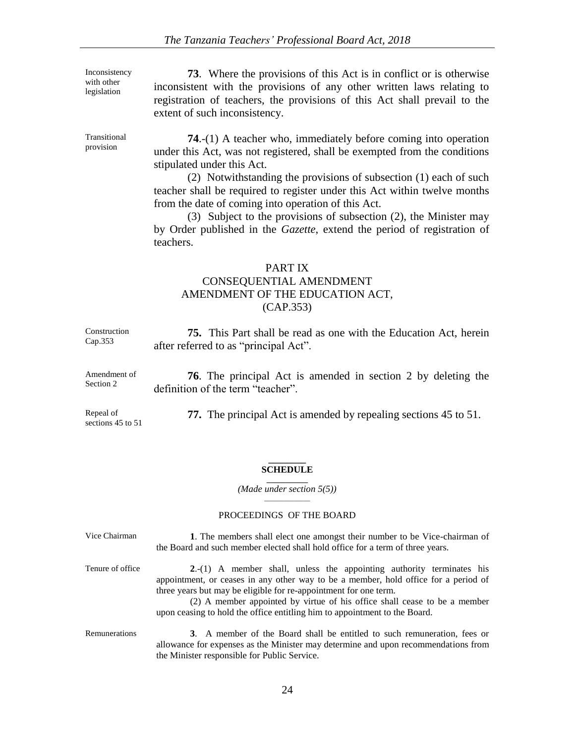Inconsistency with other legislation

**73**. Where the provisions of this Act is in conflict or is otherwise inconsistent with the provisions of any other written laws relating to registration of teachers, the provisions of this Act shall prevail to the extent of such inconsistency.

Transitional provision

**74**.-(1) A teacher who, immediately before coming into operation under this Act, was not registered, shall be exempted from the conditions stipulated under this Act.

(2) Notwithstanding the provisions of subsection (1) each of such teacher shall be required to register under this Act within twelve months from the date of coming into operation of this Act.

(3) Subject to the provisions of subsection (2), the Minister may by Order published in the *Gazette*, extend the period of registration of teachers.

## PART IX
## CONSEQUENTIAL AMENDMENT
## AMENDMENT OF THE EDUCATION ACT, (CAP.353)

Construction Cap.353

**75.** This Part shall be read as one with the Education Act, herein after referred to as "principal Act".

Amendment of Section 2

**76**. The principal Act is amended in section 2 by deleting the definition of the term "teacher".

Repeal of sections 45 to 51

**77.** The principal Act is amended by repealing sections 45 to 51.

## SCHEDULE

*(Made under section 5(5))*

### PROCEEDINGS OF THE BOARD

Vice Chairman

**1**. The members shall elect one amongst their number to be Vice-chairman of the Board and such member elected shall hold office for a term of three years.

Tenure of office

**2**.-(1) A member shall, unless the appointing authority terminates his appointment, or ceases in any other way to be a member, hold office for a period of three years but may be eligible for re-appointment for one term.

(2) A member appointed by virtue of his office shall cease to be a member upon ceasing to hold the office entitling him to appointment to the Board.

Remunerations

**3**. A member of the Board shall be entitled to such remuneration, fees or allowance for expenses as the Minister may determine and upon recommendations from the Minister responsible for Public Service.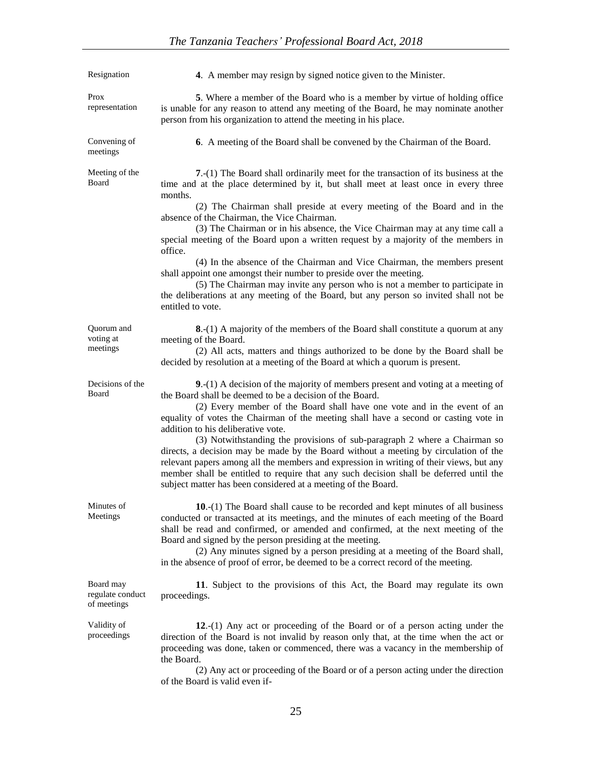| | |
|---|---|
| Resignation | **4**. A member may resign by signed notice given to the Minister. |
| Prox representation | **5**. Where a member of the Board who is a member by virtue of holding office is unable for any reason to attend any meeting of the Board, he may nominate another person from his organization to attend the meeting in his place. |
| Convening of meetings | **6**. A meeting of the Board shall be convened by the Chairman of the Board. |
| Meeting of the Board | **7**.-(1) The Board shall ordinarily meet for the transaction of its business at the time and at the place determined by it, but shall meet at least once in every three months.<br>(2) The Chairman shall preside at every meeting of the Board and in the absence of the Chairman, the Vice Chairman.<br>(3) The Chairman or in his absence, the Vice Chairman may at any time call a special meeting of the Board upon a written request by a majority of the members in office.<br>(4) In the absence of the Chairman and Vice Chairman, the members present shall appoint one amongst their number to preside over the meeting.<br>(5) The Chairman may invite any person who is not a member to participate in the deliberations at any meeting of the Board, but any person so invited shall not be entitled to vote. |
| Quorum and voting at meetings | **8**.-(1) A majority of the members of the Board shall constitute a quorum at any meeting of the Board.<br>(2) All acts, matters and things authorized to be done by the Board shall be decided by resolution at a meeting of the Board at which a quorum is present. |
| Decisions of the Board | **9**.-(1) A decision of the majority of members present and voting at a meeting of the Board shall be deemed to be a decision of the Board.<br>(2) Every member of the Board shall have one vote and in the event of an equality of votes the Chairman of the meeting shall have a second or casting vote in addition to his deliberative vote.<br>(3) Notwithstanding the provisions of sub-paragraph 2 where a Chairman so directs, a decision may be made by the Board without a meeting by circulation of the relevant papers among all the members and expression in writing of their views, but any member shall be entitled to require that any such decision shall be deferred until the subject matter has been considered at a meeting of the Board. |
| Minutes of Meetings | **10**.-(1) The Board shall cause to be recorded and kept minutes of all business conducted or transacted at its meetings, and the minutes of each meeting of the Board shall be read and confirmed, or amended and confirmed, at the next meeting of the Board and signed by the person presiding at the meeting.<br>(2) Any minutes signed by a person presiding at a meeting of the Board shall, in the absence of proof of error, be deemed to be a correct record of the meeting. |
| Board may regulate conduct of meetings | **11**. Subject to the provisions of this Act, the Board may regulate its own proceedings. |
| Validity of proceedings | **12**.-(1) Any act or proceeding of the Board or of a person acting under the direction of the Board is not invalid by reason only that, at the time when the act or proceeding was done, taken or commenced, there was a vacancy in the membership of the Board.<br>(2) Any act or proceeding of the Board or of a person acting under the direction of the Board is valid even if- |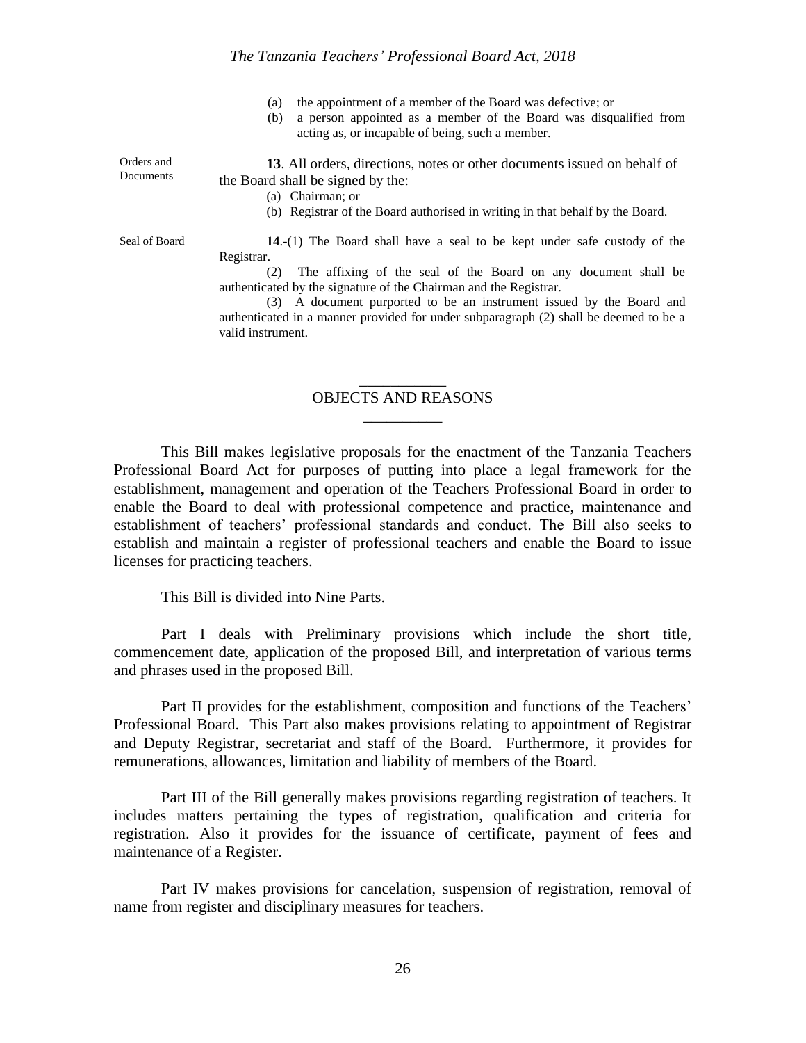(a) the appointment of a member of the Board was defective; or

(b) a person appointed as a member of the Board was disqualified from acting as, or incapable of being, such a member.

Orders and Documents

**13**. All orders, directions, notes or other documents issued on behalf of the Board shall be signed by the:

(a) Chairman; or

(b) Registrar of the Board authorised in writing in that behalf by the Board.

Seal of Board

**14**.-(1) The Board shall have a seal to be kept under safe custody of the Registrar.

(2) The affixing of the seal of the Board on any document shall be authenticated by the signature of the Chairman and the Registrar.

(3) A document purported to be an instrument issued by the Board and authenticated in a manner provided for under subparagraph (2) shall be deemed to be a valid instrument.

## OBJECTS AND REASONS

This Bill makes legislative proposals for the enactment of the Tanzania Teachers Professional Board Act for purposes of putting into place a legal framework for the establishment, management and operation of the Teachers Professional Board in order to enable the Board to deal with professional competence and practice, maintenance and establishment of teachers' professional standards and conduct. The Bill also seeks to establish and maintain a register of professional teachers and enable the Board to issue licenses for practicing teachers.

This Bill is divided into Nine Parts.

Part I deals with Preliminary provisions which include the short title, commencement date, application of the proposed Bill, and interpretation of various terms and phrases used in the proposed Bill.

Part II provides for the establishment, composition and functions of the Teachers' Professional Board. This Part also makes provisions relating to appointment of Registrar and Deputy Registrar, secretariat and staff of the Board. Furthermore, it provides for remunerations, allowances, limitation and liability of members of the Board.

Part III of the Bill generally makes provisions regarding registration of teachers. It includes matters pertaining the types of registration, qualification and criteria for registration. Also it provides for the issuance of certificate, payment of fees and maintenance of a Register.

Part IV makes provisions for cancelation, suspension of registration, removal of name from register and disciplinary measures for teachers.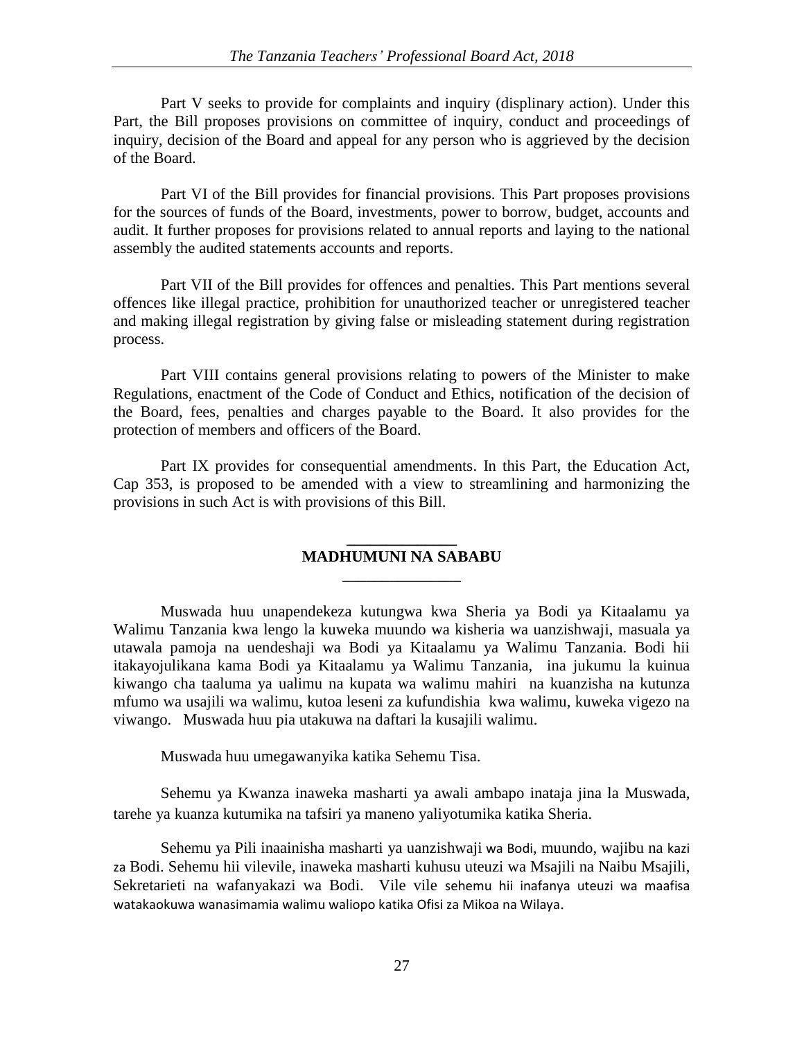Part V seeks to provide for complaints and inquiry (displinary action). Under this Part, the Bill proposes provisions on committee of inquiry, conduct and proceedings of inquiry, decision of the Board and appeal for any person who is aggrieved by the decision of the Board.

Part VI of the Bill provides for financial provisions. This Part proposes provisions for the sources of funds of the Board, investments, power to borrow, budget, accounts and audit. It further proposes for provisions related to annual reports and laying to the national assembly the audited statements accounts and reports.

Part VII of the Bill provides for offences and penalties. This Part mentions several offences like illegal practice, prohibition for unauthorized teacher or unregistered teacher and making illegal registration by giving false or misleading statement during registration process.

Part VIII contains general provisions relating to powers of the Minister to make Regulations, enactment of the Code of Conduct and Ethics, notification of the decision of the Board, fees, penalties and charges payable to the Board. It also provides for the protection of members and officers of the Board.

Part IX provides for consequential amendments. In this Part, the Education Act, Cap 353, is proposed to be amended with a view to streamlining and harmonizing the provisions in such Act is with provisions of this Bill.

## MADHUMUNI NA SABABU

Muswada huu unapendekeza kutungwa kwa Sheria ya Bodi ya Kitaalamu ya Walimu Tanzania kwa lengo la kuweka muundo wa kisheria wa uanzishwaji, masuala ya utawala pamoja na uendeshaji wa Bodi ya Kitaalamu ya Walimu Tanzania. Bodi hii itakayojulikana kama Bodi ya Kitaalamu ya Walimu Tanzania, ina jukumu la kuinua kiwango cha taaluma ya ualimu na kupata wa walimu mahiri na kuanzisha na kutunza mfumo wa usajili wa walimu, kutoa leseni za kufundishia kwa walimu, kuweka vigezo na viwango. Muswada huu pia utakuwa na daftari la kusajili walimu.

Muswada huu umegawanyika katika Sehemu Tisa.

Sehemu ya Kwanza inaweka masharti ya awali ambapo inataja jina la Muswada, tarehe ya kuanza kutumika na tafsiri ya maneno yaliyotumika katika Sheria.

Sehemu ya Pili inaainisha masharti ya uanzishwaji wa Bodi, muundo, wajibu na kazi za Bodi. Sehemu hii vilevile, inaweka masharti kuhusu uteuzi wa Msajili na Naibu Msajili, Sekretarieti na wafanyakazi wa Bodi. Vile vile sehemu hii inafanya uteuzi wa maafisa watakaokuwa wanasimamia walimu waliopo katika Ofisi za Mikoa na Wilaya.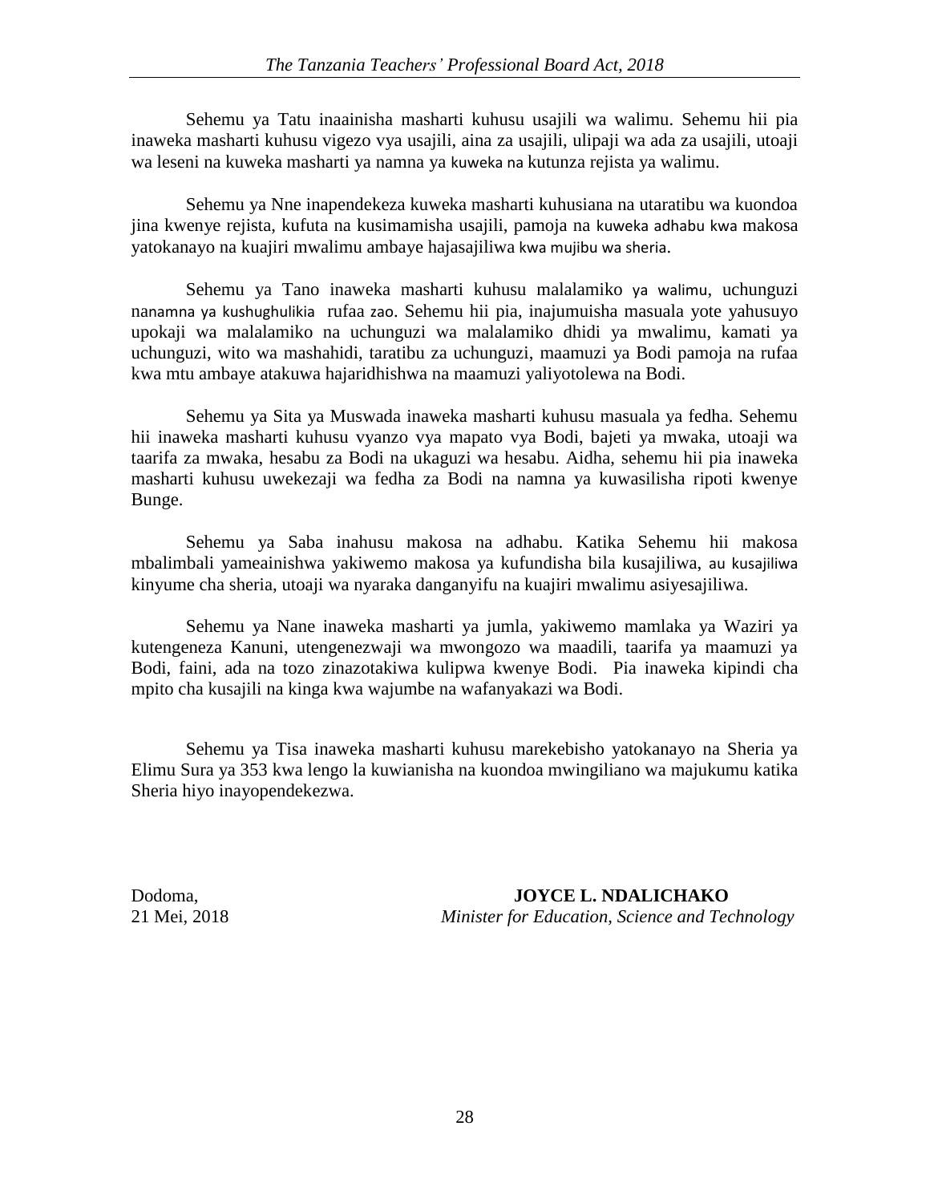Sehemu ya Tatu inaainisha masharti kuhusu usajili wa walimu. Sehemu hii pia inaweka masharti kuhusu vigezo vya usajili, aina za usajili, ulipaji wa ada za usajili, utoaji wa leseni na kuweka masharti ya namna ya kuweka na kutunza rejista ya walimu.

Sehemu ya Nne inapendekeza kuweka masharti kuhusiana na utaratibu wa kuondoa jina kwenye rejista, kufuta na kusimamisha usajili, pamoja na kuweka adhabu kwa makosa yatokanayo na kuajiri mwalimu ambaye hajasajiliwa kwa mujibu wa sheria.

Sehemu ya Tano inaweka masharti kuhusu malalamiko ya walimu, uchunguzi nanamna ya kushughulikia rufaa zao. Sehemu hii pia, inajumuisha masuala yote yahusuyo upokaji wa malalamiko na uchunguzi wa malalamiko dhidi ya mwalimu, kamati ya uchunguzi, wito wa mashahidi, taratibu za uchunguzi, maamuzi ya Bodi pamoja na rufaa kwa mtu ambaye atakuwa hajaridhishwa na maamuzi yaliyotolewa na Bodi.

Sehemu ya Sita ya Muswada inaweka masharti kuhusu masuala ya fedha. Sehemu hii inaweka masharti kuhusu vyanzo vya mapato vya Bodi, bajeti ya mwaka, utoaji wa taarifa za mwaka, hesabu za Bodi na ukaguzi wa hesabu. Aidha, sehemu hii pia inaweka masharti kuhusu uwekezaji wa fedha za Bodi na namna ya kuwasilisha ripoti kwenye Bunge.

Sehemu ya Saba inahusu makosa na adhabu. Katika Sehemu hii makosa mbalimbali yameainishwa yakiwemo makosa ya kufundisha bila kusajiliwa, au kusajiliwa kinyume cha sheria, utoaji wa nyaraka danganyifu na kuajiri mwalimu asiyesajiliwa.

Sehemu ya Nane inaweka masharti ya jumla, yakiwemo mamlaka ya Waziri ya kutengeneza Kanuni, utengenezwaji wa mwongozo wa maadili, taarifa ya maamuzi ya Bodi, faini, ada na tozo zinazotakiwa kulipwa kwenye Bodi. Pia inaweka kipindi cha mpito cha kusajili na kinga kwa wajumbe na wafanyakazi wa Bodi.

Sehemu ya Tisa inaweka masharti kuhusu marekebisho yatokanayo na Sheria ya Elimu Sura ya 353 kwa lengo la kuwianisha na kuondoa mwingiliano wa majukumu katika Sheria hiyo inayopendekezwa.

Dodoma,
21 Mei, 2018

**JOYCE L. NDALICHAKO**
*Minister for Education, Science and Technology*